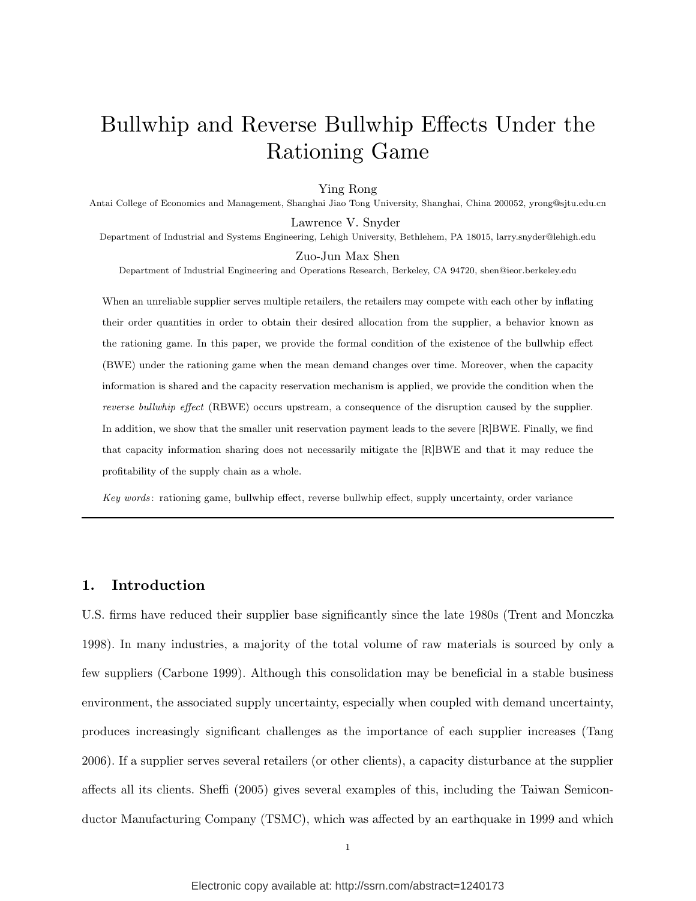# Bullwhip and Reverse Bullwhip Effects Under the Rationing Game

Ying Rong

Antai College of Economics and Management, Shanghai Jiao Tong University, Shanghai, China 200052, yrong@sjtu.edu.cn

Lawrence V. Snyder

Department of Industrial and Systems Engineering, Lehigh University, Bethlehem, PA 18015, larry.snyder@lehigh.edu

Zuo-Jun Max Shen

Department of Industrial Engineering and Operations Research, Berkeley, CA 94720, shen@ieor.berkeley.edu

When an unreliable supplier serves multiple retailers, the retailers may compete with each other by inflating their order quantities in order to obtain their desired allocation from the supplier, a behavior known as the rationing game. In this paper, we provide the formal condition of the existence of the bullwhip effect (BWE) under the rationing game when the mean demand changes over time. Moreover, when the capacity information is shared and the capacity reservation mechanism is applied, we provide the condition when the *reverse bullwhip effect* (RBWE) occurs upstream, a consequence of the disruption caused by the supplier. In addition, we show that the smaller unit reservation payment leads to the severe [R]BWE. Finally, we find that capacity information sharing does not necessarily mitigate the [R]BWE and that it may reduce the profitability of the supply chain as a whole.

*Key words*: rationing game, bullwhip effect, reverse bullwhip effect, supply uncertainty, order variance

---

## 1. Introduction

U.S. firms have reduced their supplier base significantly since the late 1980s (Trent and Monczka 1998). In many industries, a majority of the total volume of raw materials is sourced by only a few suppliers (Carbone 1999). Although this consolidation may be beneficial in a stable business environment, the associated supply uncertainty, especially when coupled with demand uncertainty, produces increasingly significant challenges as the importance of each supplier increases (Tang 2006). If a supplier serves several retailers (or other clients), a capacity disturbance at the supplier affects all its clients. Sheffi (2005) gives several examples of this, including the Taiwan Semiconductor Manufacturing Company (TSMC), which was affected by an earthquake in 1999 and which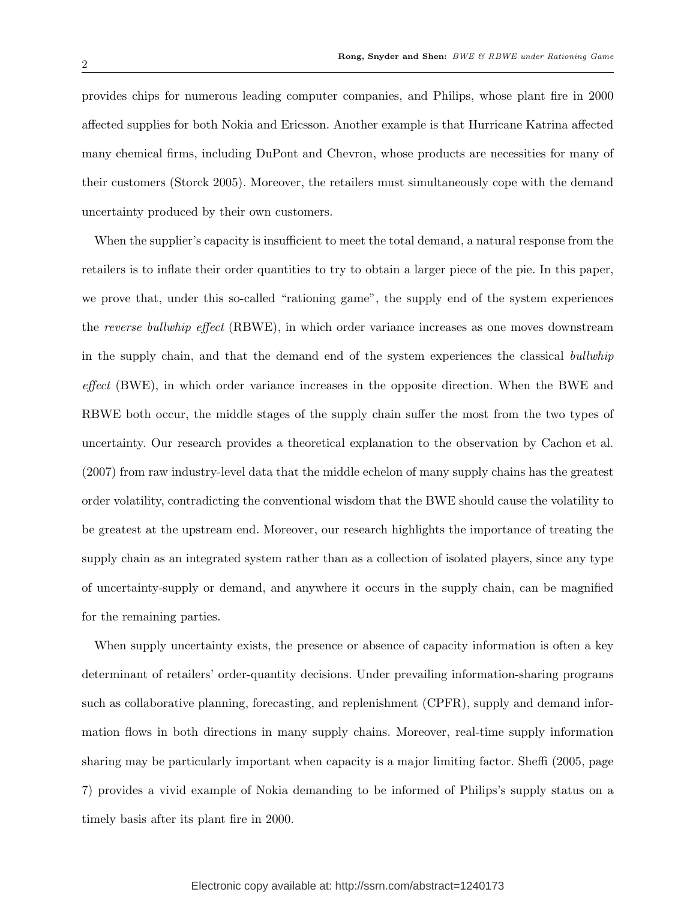provides chips for numerous leading computer companies, and Philips, whose plant fire in 2000 affected supplies for both Nokia and Ericsson. Another example is that Hurricane Katrina affected many chemical firms, including DuPont and Chevron, whose products are necessities for many of their customers (Storck 2005). Moreover, the retailers must simultaneously cope with the demand uncertainty produced by their own customers.

When the supplier's capacity is insufficient to meet the total demand, a natural response from the retailers is to inflate their order quantities to try to obtain a larger piece of the pie. In this paper, we prove that, under this so-called "rationing game", the supply end of the system experiences the *reverse bullwhip effect* (RBWE), in which order variance increases as one moves downstream in the supply chain, and that the demand end of the system experiences the classical *bullwhip effect* (BWE), in which order variance increases in the opposite direction. When the BWE and RBWE both occur, the middle stages of the supply chain suffer the most from the two types of uncertainty. Our research provides a theoretical explanation to the observation by Cachon et al. (2007) from raw industry-level data that the middle echelon of many supply chains has the greatest order volatility, contradicting the conventional wisdom that the BWE should cause the volatility to be greatest at the upstream end. Moreover, our research highlights the importance of treating the supply chain as an integrated system rather than as a collection of isolated players, since any type of uncertainty-supply or demand, and anywhere it occurs in the supply chain, can be magnified for the remaining parties.

When supply uncertainty exists, the presence or absence of capacity information is often a key determinant of retailers' order-quantity decisions. Under prevailing information-sharing programs such as collaborative planning, forecasting, and replenishment (CPFR), supply and demand information flows in both directions in many supply chains. Moreover, real-time supply information sharing may be particularly important when capacity is a major limiting factor. Sheffi (2005, page 7) provides a vivid example of Nokia demanding to be informed of Philips's supply status on a timely basis after its plant fire in 2000.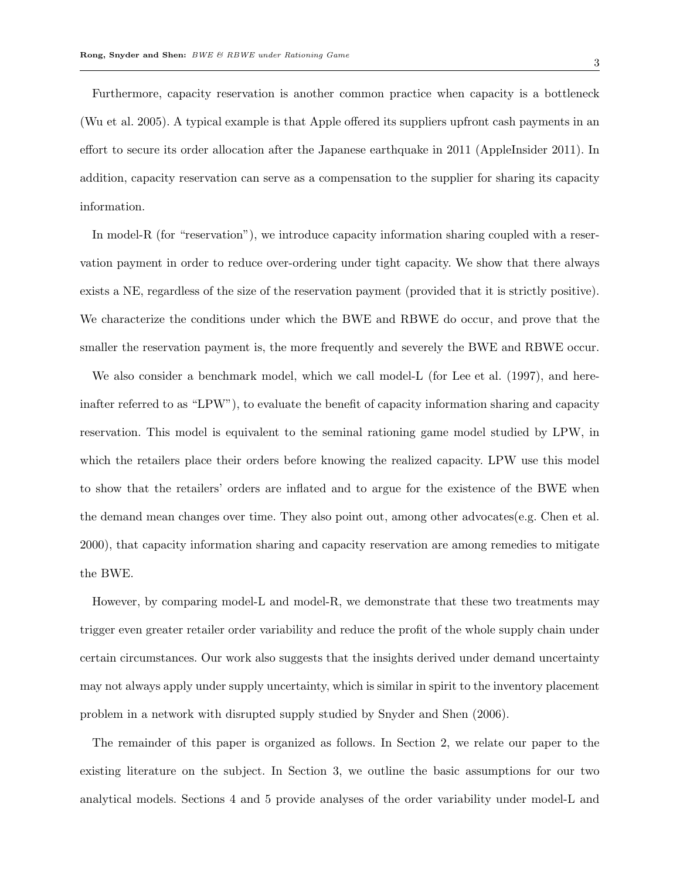Furthermore, capacity reservation is another common practice when capacity is a bottleneck (Wu et al. 2005). A typical example is that Apple offered its suppliers upfront cash payments in an effort to secure its order allocation after the Japanese earthquake in 2011 (AppleInsider 2011). In addition, capacity reservation can serve as a compensation to the supplier for sharing its capacity information.

In model-R (for "reservation"), we introduce capacity information sharing coupled with a reservation payment in order to reduce over-ordering under tight capacity. We show that there always exists a NE, regardless of the size of the reservation payment (provided that it is strictly positive). We characterize the conditions under which the BWE and RBWE do occur, and prove that the smaller the reservation payment is, the more frequently and severely the BWE and RBWE occur.

We also consider a benchmark model, which we call model-L (for Lee et al. (1997), and hereinafter referred to as "LPW"), to evaluate the benefit of capacity information sharing and capacity reservation. This model is equivalent to the seminal rationing game model studied by LPW, in which the retailers place their orders before knowing the realized capacity. LPW use this model to show that the retailers' orders are inflated and to argue for the existence of the BWE when the demand mean changes over time. They also point out, among other advocates(e.g. Chen et al. 2000), that capacity information sharing and capacity reservation are among remedies to mitigate the BWE.

However, by comparing model-L and model-R, we demonstrate that these two treatments may trigger even greater retailer order variability and reduce the profit of the whole supply chain under certain circumstances. Our work also suggests that the insights derived under demand uncertainty may not always apply under supply uncertainty, which is similar in spirit to the inventory placement problem in a network with disrupted supply studied by Snyder and Shen (2006).

The remainder of this paper is organized as follows. In Section 2, we relate our paper to the existing literature on the subject. In Section 3, we outline the basic assumptions for our two analytical models. Sections 4 and 5 provide analyses of the order variability under model-L and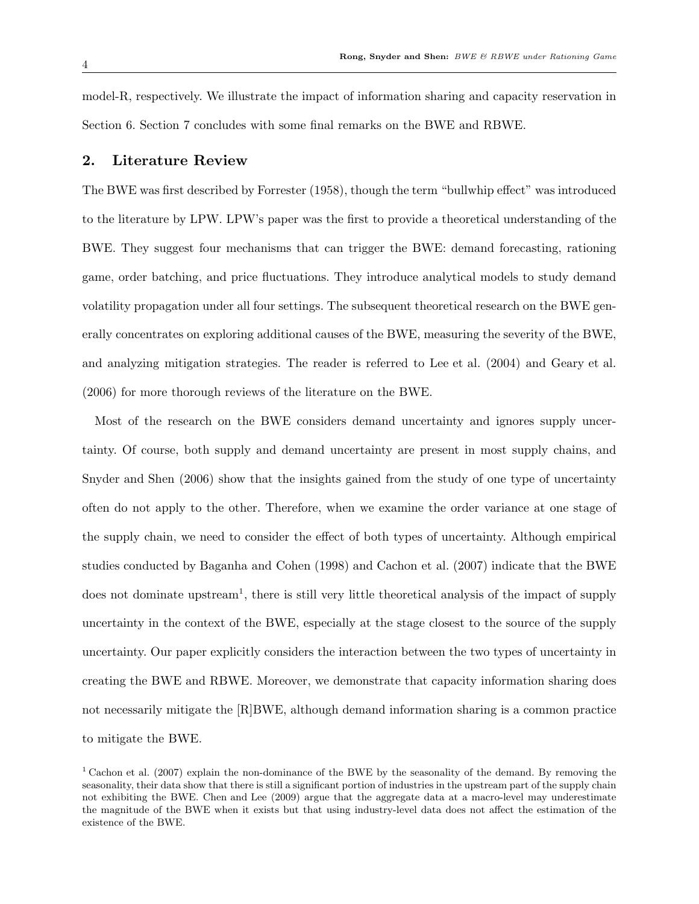model-R, respectively. We illustrate the impact of information sharing and capacity reservation in Section 6. Section 7 concludes with some final remarks on the BWE and RBWE.

## 2. Literature Review

The BWE was first described by Forrester (1958), though the term "bullwhip effect" was introduced to the literature by LPW. LPW's paper was the first to provide a theoretical understanding of the BWE. They suggest four mechanisms that can trigger the BWE: demand forecasting, rationing game, order batching, and price fluctuations. They introduce analytical models to study demand volatility propagation under all four settings. The subsequent theoretical research on the BWE generally concentrates on exploring additional causes of the BWE, measuring the severity of the BWE, and analyzing mitigation strategies. The reader is referred to Lee et al. (2004) and Geary et al. (2006) for more thorough reviews of the literature on the BWE.

Most of the research on the BWE considers demand uncertainty and ignores supply uncertainty. Of course, both supply and demand uncertainty are present in most supply chains, and Snyder and Shen (2006) show that the insights gained from the study of one type of uncertainty often do not apply to the other. Therefore, when we examine the order variance at one stage of the supply chain, we need to consider the effect of both types of uncertainty. Although empirical studies conducted by Baganha and Cohen (1998) and Cachon et al. (2007) indicate that the BWE does not dominate upstream[1], there is still very little theoretical analysis of the impact of supply uncertainty in the context of the BWE, especially at the stage closest to the source of the supply uncertainty. Our paper explicitly considers the interaction between the two types of uncertainty in creating the BWE and RBWE. Moreover, we demonstrate that capacity information sharing does not necessarily mitigate the [R]BWE, although demand information sharing is a common practice to mitigate the BWE.

[1] Cachon et al. (2007) explain the non-dominance of the BWE by the seasonality of the demand. By removing the seasonality, their data show that there is still a significant portion of industries in the upstream part of the supply chain not exhibiting the BWE. Chen and Lee (2009) argue that the aggregate data at a macro-level may underestimate the magnitude of the BWE when it exists but that using industry-level data does not affect the estimation of the existence of the BWE.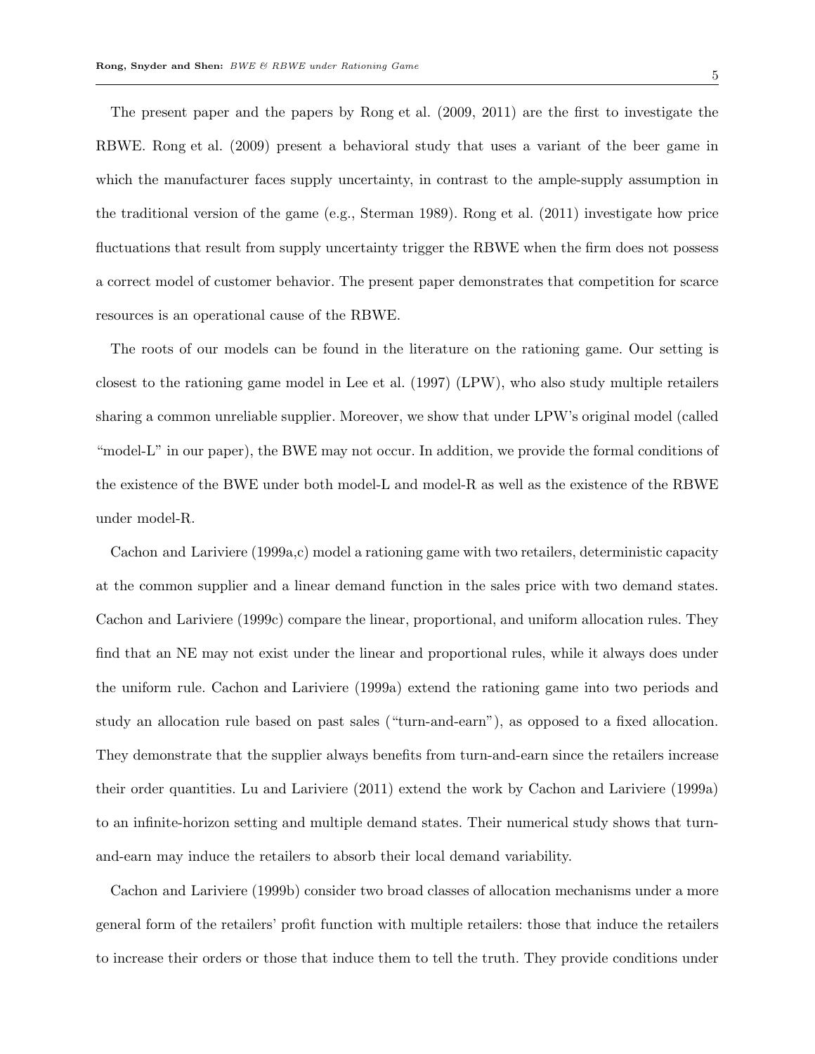The present paper and the papers by Rong et al. (2009, 2011) are the first to investigate the RBWE. Rong et al. (2009) present a behavioral study that uses a variant of the beer game in which the manufacturer faces supply uncertainty, in contrast to the ample-supply assumption in the traditional version of the game (e.g., Sterman 1989). Rong et al. (2011) investigate how price fluctuations that result from supply uncertainty trigger the RBWE when the firm does not possess a correct model of customer behavior. The present paper demonstrates that competition for scarce resources is an operational cause of the RBWE.

The roots of our models can be found in the literature on the rationing game. Our setting is closest to the rationing game model in Lee et al. (1997) (LPW), who also study multiple retailers sharing a common unreliable supplier. Moreover, we show that under LPW's original model (called "model-L" in our paper), the BWE may not occur. In addition, we provide the formal conditions of the existence of the BWE under both model-L and model-R as well as the existence of the RBWE under model-R.

Cachon and Lariviere (1999a,c) model a rationing game with two retailers, deterministic capacity at the common supplier and a linear demand function in the sales price with two demand states. Cachon and Lariviere (1999c) compare the linear, proportional, and uniform allocation rules. They find that an NE may not exist under the linear and proportional rules, while it always does under the uniform rule. Cachon and Lariviere (1999a) extend the rationing game into two periods and study an allocation rule based on past sales ("turn-and-earn"), as opposed to a fixed allocation. They demonstrate that the supplier always benefits from turn-and-earn since the retailers increase their order quantities. Lu and Lariviere (2011) extend the work by Cachon and Lariviere (1999a) to an infinite-horizon setting and multiple demand states. Their numerical study shows that turn-and-earn may induce the retailers to absorb their local demand variability.

Cachon and Lariviere (1999b) consider two broad classes of allocation mechanisms under a more general form of the retailers' profit function with multiple retailers: those that induce the retailers to increase their orders or those that induce them to tell the truth. They provide conditions under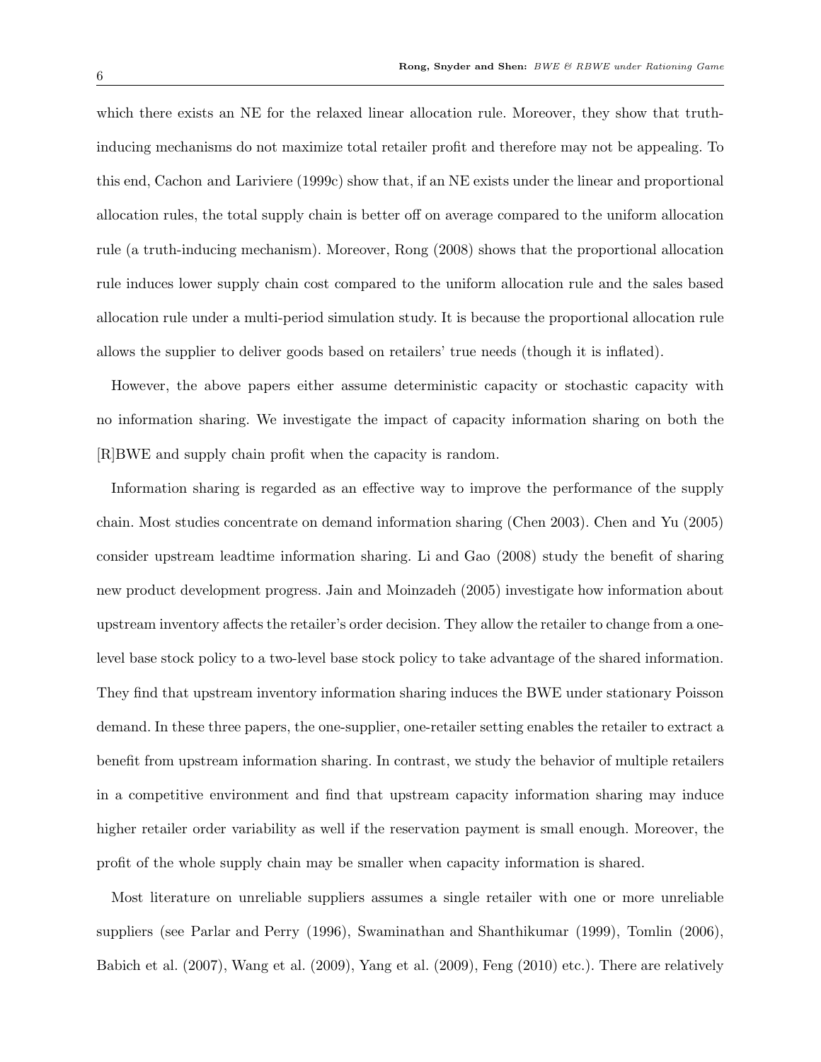which there exists an NE for the relaxed linear allocation rule. Moreover, they show that truth-inducing mechanisms do not maximize total retailer profit and therefore may not be appealing. To this end, Cachon and Lariviere (1999c) show that, if an NE exists under the linear and proportional allocation rules, the total supply chain is better off on average compared to the uniform allocation rule (a truth-inducing mechanism). Moreover, Rong (2008) shows that the proportional allocation rule induces lower supply chain cost compared to the uniform allocation rule and the sales based allocation rule under a multi-period simulation study. It is because the proportional allocation rule allows the supplier to deliver goods based on retailers' true needs (though it is inflated).

However, the above papers either assume deterministic capacity or stochastic capacity with no information sharing. We investigate the impact of capacity information sharing on both the [R]BWE and supply chain profit when the capacity is random.

Information sharing is regarded as an effective way to improve the performance of the supply chain. Most studies concentrate on demand information sharing (Chen 2003). Chen and Yu (2005) consider upstream leadtime information sharing. Li and Gao (2008) study the benefit of sharing new product development progress. Jain and Moinzadeh (2005) investigate how information about upstream inventory affects the retailer's order decision. They allow the retailer to change from a one-level base stock policy to a two-level base stock policy to take advantage of the shared information. They find that upstream inventory information sharing induces the BWE under stationary Poisson demand. In these three papers, the one-supplier, one-retailer setting enables the retailer to extract a benefit from upstream information sharing. In contrast, we study the behavior of multiple retailers in a competitive environment and find that upstream capacity information sharing may induce higher retailer order variability as well if the reservation payment is small enough. Moreover, the profit of the whole supply chain may be smaller when capacity information is shared.

Most literature on unreliable suppliers assumes a single retailer with one or more unreliable suppliers (see Parlar and Perry (1996), Swaminathan and Shanthikumar (1999), Tomlin (2006), Babich et al. (2007), Wang et al. (2009), Yang et al. (2009), Feng (2010) etc.). There are relatively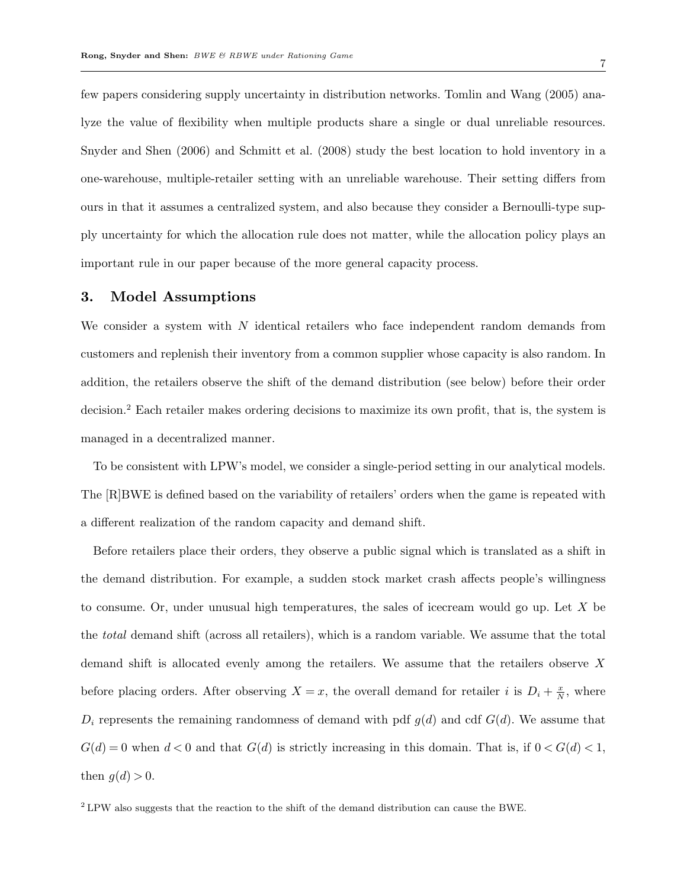few papers considering supply uncertainty in distribution networks. Tomlin and Wang (2005) analyze the value of flexibility when multiple products share a single or dual unreliable resources. Snyder and Shen (2006) and Schmitt et al. (2008) study the best location to hold inventory in a one-warehouse, multiple-retailer setting with an unreliable warehouse. Their setting differs from ours in that it assumes a centralized system, and also because they consider a Bernoulli-type supply uncertainty for which the allocation rule does not matter, while the allocation policy plays an important rule in our paper because of the more general capacity process.

## 3. Model Assumptions

We consider a system with $N$ identical retailers who face independent random demands from customers and replenish their inventory from a common supplier whose capacity is also random. In addition, the retailers observe the shift of the demand distribution (see below) before their order decision.[2] Each retailer makes ordering decisions to maximize its own profit, that is, the system is managed in a decentralized manner.

To be consistent with LPW's model, we consider a single-period setting in our analytical models. The [R]BWE is defined based on the variability of retailers' orders when the game is repeated with a different realization of the random capacity and demand shift.

Before retailers place their orders, they observe a public signal which is translated as a shift in the demand distribution. For example, a sudden stock market crash affects people's willingness to consume. Or, under unusual high temperatures, the sales of icecream would go up. Let $X$ be the *total* demand shift (across all retailers), which is a random variable. We assume that the total demand shift is allocated evenly among the retailers. We assume that the retailers observe $X$ before placing orders. After observing $X = x$, the overall demand for retailer $i$ is $D_i + \frac{x}{N}$, where $D_i$ represents the remaining randomness of demand with pdf $g(d)$ and cdf $G(d)$. We assume that $G(d) = 0$ when $d < 0$ and that $G(d)$ is strictly increasing in this domain. That is, if $0 < G(d) < 1$, then $g(d) > 0$.

[2] LPW also suggests that the reaction to the shift of the demand distribution can cause the BWE.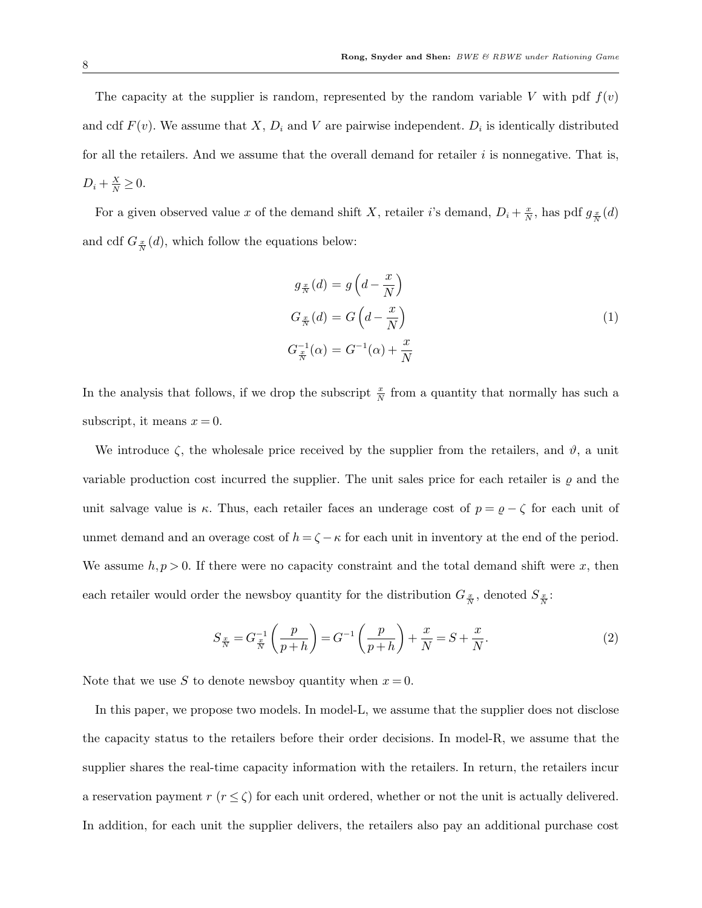The capacity at the supplier is random, represented by the random variable $V$ with pdf $f(v)$ and cdf $F(v)$. We assume that $X$, $D_i$ and $V$ are pairwise independent. $D_i$ is identically distributed for all the retailers. And we assume that the overall demand for retailer $i$ is nonnegative. That is, $D_i + \frac{X}{N} \geq 0$.

For a given observed value $x$ of the demand shift $X$, retailer $i$'s demand, $D_i + \frac{x}{N}$, has pdf $g_{\frac{x}{N}}(d)$ and cdf $G_{\frac{x}{N}}(d)$, which follow the equations below:

$$
\begin{aligned}
g_{\frac{x}{N}}(d) &= g\left(d - \frac{x}{N}\right) \\
G_{\frac{x}{N}}(d) &= G\left(d - \frac{x}{N}\right) \\
G^{-1}_{\frac{x}{N}}(\alpha) &= G^{-1}(\alpha) + \frac{x}{N}
\end{aligned}
\tag{1}
$$

In the analysis that follows, if we drop the subscript $\frac{x}{N}$ from a quantity that normally has such a subscript, it means $x = 0$.

We introduce $\zeta$, the wholesale price received by the supplier from the retailers, and $\vartheta$, a unit variable production cost incurred the supplier. The unit sales price for each retailer is $\varrho$ and the unit salvage value is $\kappa$. Thus, each retailer faces an underage cost of $p = \varrho - \zeta$ for each unit of unmet demand and an overage cost of $h = \zeta - \kappa$ for each unit in inventory at the end of the period. We assume $h, p > 0$. If there were no capacity constraint and the total demand shift were $x$, then each retailer would order the newsboy quantity for the distribution $G_{\frac{x}{N}}$, denoted $S_{\frac{x}{N}}$:

$$
S_{\frac{x}{N}} = G^{-1}_{\frac{x}{N}}\left(\frac{p}{p+h}\right) = G^{-1}\left(\frac{p}{p+h}\right) + \frac{x}{N} = S + \frac{x}{N}. \tag{2}
$$

Note that we use $S$ to denote newsboy quantity when $x = 0$.

In this paper, we propose two models. In model-L, we assume that the supplier does not disclose the capacity status to the retailers before their order decisions. In model-R, we assume that the supplier shares the real-time capacity information with the retailers. In return, the retailers incur a reservation payment $r$ ($r \leq \zeta$) for each unit ordered, whether or not the unit is actually delivered. In addition, for each unit the supplier delivers, the retailers also pay an additional purchase cost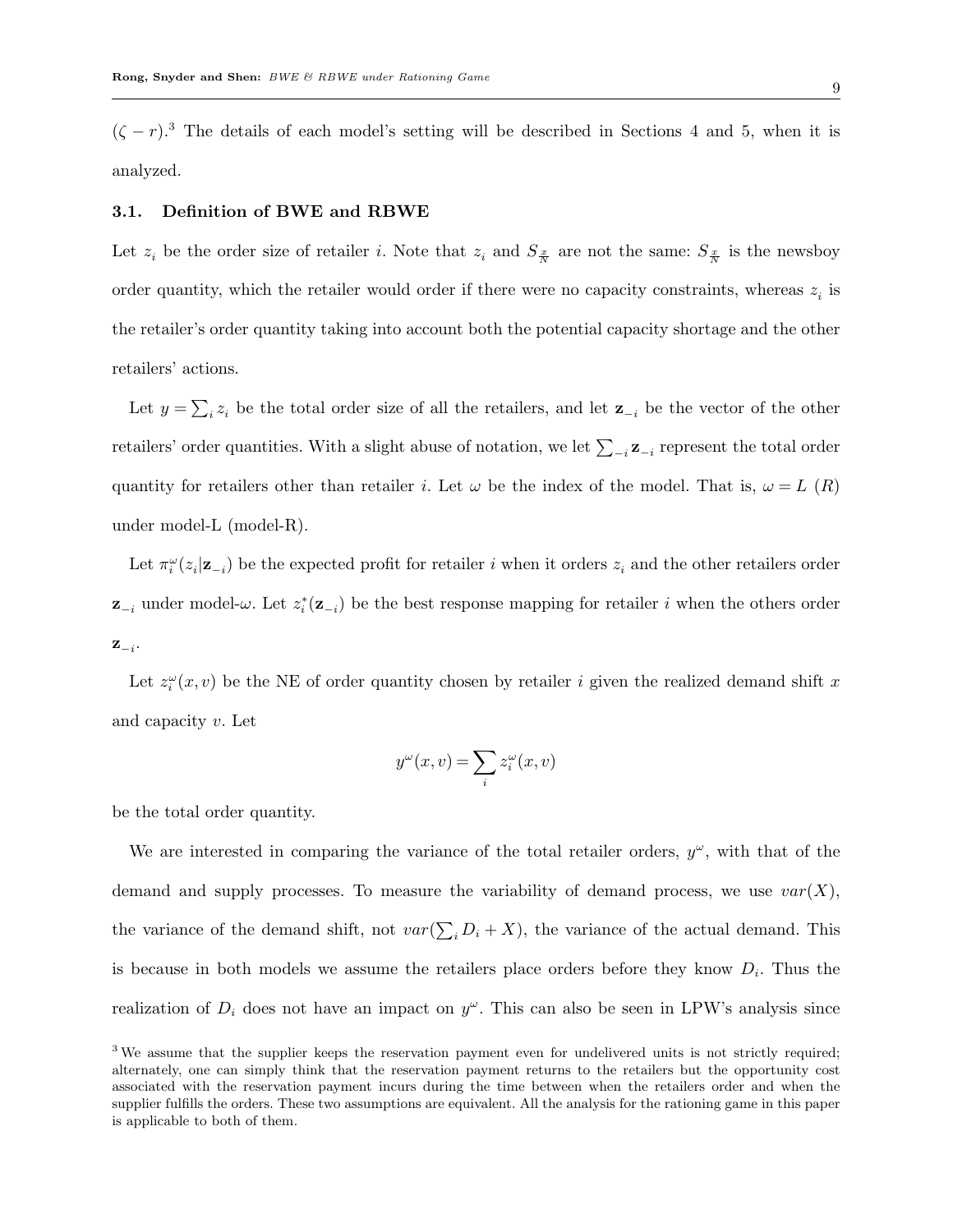$(\zeta - r)$.[3] The details of each model's setting will be described in Sections 4 and 5, when it is analyzed.

### 3.1. Definition of BWE and RBWE

Let $z_i$ be the order size of retailer $i$. Note that $z_i$ and $S_{\frac{x}{N}}$ are not the same: $S_{\frac{x}{N}}$ is the newsboy order quantity, which the retailer would order if there were no capacity constraints, whereas $z_i$ is the retailer's order quantity taking into account both the potential capacity shortage and the other retailers' actions.

Let $y = \sum_i z_i$ be the total order size of all the retailers, and let $\mathbf{z}_{-i}$ be the vector of the other retailers' order quantities. With a slight abuse of notation, we let $\sum_{-i} \mathbf{z}_{-i}$ represent the total order quantity for retailers other than retailer $i$. Let $\omega$ be the index of the model. That is, $\omega = L$ ($R$) under model-L (model-R).

Let $\pi_i^\omega(z_i|\mathbf{z}_{-i})$ be the expected profit for retailer $i$ when it orders $z_i$ and the other retailers order $\mathbf{z}_{-i}$ under model-$\omega$. Let $z_i^*(\mathbf{z}_{-i})$ be the best response mapping for retailer $i$ when the others order $\mathbf{z}_{-i}$.

Let $z_i^\omega(x, v)$ be the NE of order quantity chosen by retailer $i$ given the realized demand shift $x$ and capacity $v$. Let

$$y^\omega(x, v) = \sum_i z_i^\omega(x, v)$$

be the total order quantity.

We are interested in comparing the variance of the total retailer orders, $y^\omega$, with that of the demand and supply processes. To measure the variability of demand process, we use $var(X)$, the variance of the demand shift, not $var(\sum_i D_i + X)$, the variance of the actual demand. This is because in both models we assume the retailers place orders before they know $D_i$. Thus the realization of $D_i$ does not have an impact on $y^\omega$. This can also be seen in LPW's analysis since

[3] We assume that the supplier keeps the reservation payment even for undelivered units is not strictly required; alternately, one can simply think that the reservation payment returns to the retailers but the opportunity cost associated with the reservation payment incurs during the time between when the retailers order and when the supplier fulfills the orders. These two assumptions are equivalent. All the analysis for the rationing game in this paper is applicable to both of them.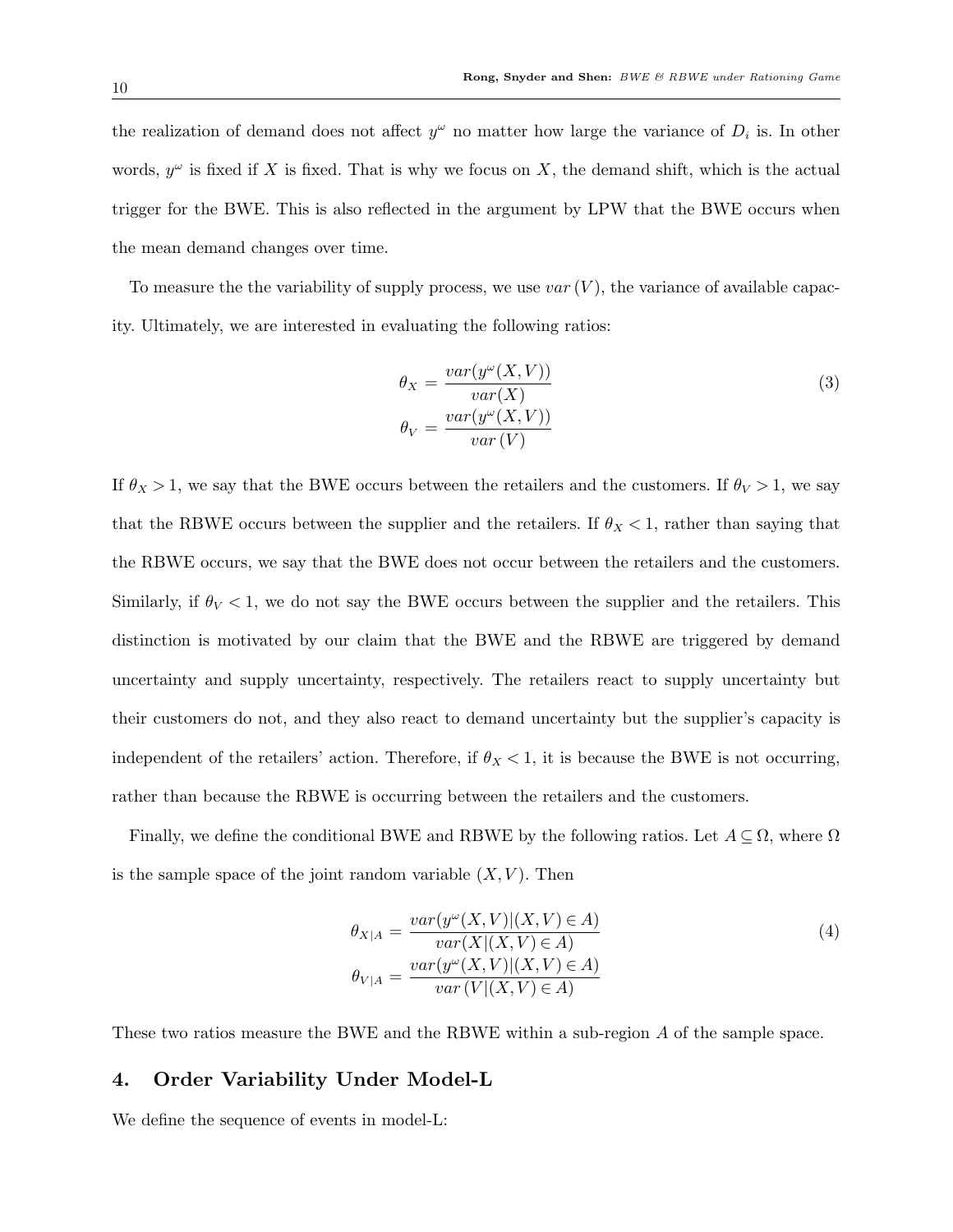the realization of demand does not affect $y^{\omega}$ no matter how large the variance of $D_i$ is. In other words, $y^{\omega}$ is fixed if $X$ is fixed. That is why we focus on $X$, the demand shift, which is the actual trigger for the BWE. This is also reflected in the argument by LPW that the BWE occurs when the mean demand changes over time.

To measure the the variability of supply process, we use $var(V)$, the variance of available capacity. Ultimately, we are interested in evaluating the following ratios:

$$
\begin{aligned}
\theta_X &= \frac{var(y^{\omega}(X,V))}{var(X)} \\
\theta_V &= \frac{var(y^{\omega}(X,V))}{var(V)}
\end{aligned}
\tag{3}
$$

If $\theta_X > 1$, we say that the BWE occurs between the retailers and the customers. If $\theta_V > 1$, we say that the RBWE occurs between the supplier and the retailers. If $\theta_X < 1$, rather than saying that the RBWE occurs, we say that the BWE does not occur between the retailers and the customers. Similarly, if $\theta_V < 1$, we do not say the BWE occurs between the supplier and the retailers. This distinction is motivated by our claim that the BWE and the RBWE are triggered by demand uncertainty and supply uncertainty, respectively. The retailers react to supply uncertainty but their customers do not, and they also react to demand uncertainty but the supplier's capacity is independent of the retailers' action. Therefore, if $\theta_X < 1$, it is because the BWE is not occurring, rather than because the RBWE is occurring between the retailers and the customers.

Finally, we define the conditional BWE and RBWE by the following ratios. Let $A \subseteq \Omega$, where $\Omega$ is the sample space of the joint random variable $(X,V)$. Then

$$
\begin{aligned}
\theta_{X|A} &= \frac{var(y^{\omega}(X,V)|(X,V) \in A)}{var(X|(X,V) \in A)} \\
\theta_{V|A} &= \frac{var(y^{\omega}(X,V)|(X,V) \in A)}{var(V|(X,V) \in A)}
\end{aligned}
\tag{4}
$$

These two ratios measure the BWE and the RBWE within a sub-region $A$ of the sample space.

## 4. Order Variability Under Model-L

We define the sequence of events in model-L: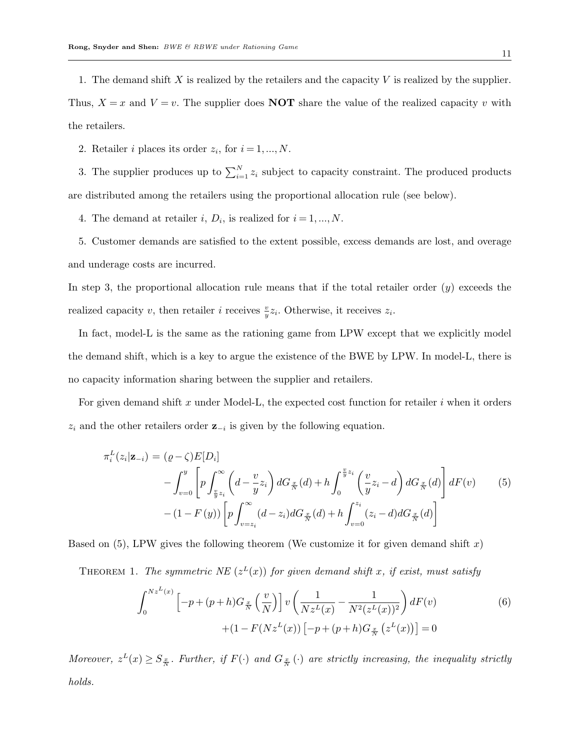1. The demand shift $X$ is realized by the retailers and the capacity $V$ is realized by the supplier. Thus, $X = x$ and $V = v$. The supplier does **NOT** share the value of the realized capacity $v$ with the retailers.

2. Retailer $i$ places its order $z_i$, for $i = 1, ..., N$.

3. The supplier produces up to $\sum_{i=1}^{N} z_i$ subject to capacity constraint. The produced products are distributed among the retailers using the proportional allocation rule (see below).

4. The demand at retailer $i$, $D_i$, is realized for $i = 1, ..., N$.

5. Customer demands are satisfied to the extent possible, excess demands are lost, and overage and underage costs are incurred.

In step 3, the proportional allocation rule means that if the total retailer order ($y$) exceeds the realized capacity $v$, then retailer $i$ receives $\frac{v}{y}z_i$. Otherwise, it receives $z_i$.

In fact, model-L is the same as the rationing game from LPW except that we explicitly model the demand shift, which is a key to argue the existence of the BWE by LPW. In model-L, there is no capacity information sharing between the supplier and retailers.

For given demand shift $x$ under Model-L, the expected cost function for retailer $i$ when it orders $z_i$ and the other retailers order $\mathbf{z}_{-i}$ is given by the following equation.

$$
\begin{aligned}
\pi_i^L(z_i|\mathbf{z}_{-i}) = & (\varrho - \zeta)E[D_i] \\
& - \int_{v=0}^{y} \left[ p \int_{\frac{v}{y}z_i}^{\infty} \left( d - \frac{v}{y} z_i \right) dG_{\frac{x}{N}}(d) + h \int_{0}^{\frac{v}{y}z_i} \left( \frac{v}{y} z_i - d \right) dG_{\frac{x}{N}}(d) \right] dF(v) \\
& - (1 - F(y)) \left[ p \int_{v=z_i}^{\infty} (d - z_i) dG_{\frac{x}{N}}(d) + h \int_{v=0}^{z_i} (z_i - d) dG_{\frac{x}{N}}(d) \right]
\end{aligned}
\tag{5}
$$

Based on (5), LPW gives the following theorem (We customize it for given demand shift $x$)

Theorem 1. *The symmetric NE ($z^L(x)$) for given demand shift $x$, if exist, must satisfy*

$$
\begin{aligned}
\int_{0}^{Nz^L(x)} \left[ -p + (p+h) G_{\frac{x}{N}}\left( \frac{v}{N} \right) \right] v \left( \frac{1}{Nz^L(x)} - \frac{1}{N^2 (z^L(x))^2} \right) dF(v) & \\
+ (1 - F(Nz^L(x)) \left[ -p + (p+h) G_{\frac{x}{N}}\left( z^L(x) \right) \right] = 0 &
\end{aligned}
\tag{6}
$$

*Moreover, $z^L(x) \geq S_{\frac{x}{N}}$. Further, if $F(\cdot)$ and $G_{\frac{x}{N}}(\cdot)$ are strictly increasing, the inequality strictly holds.*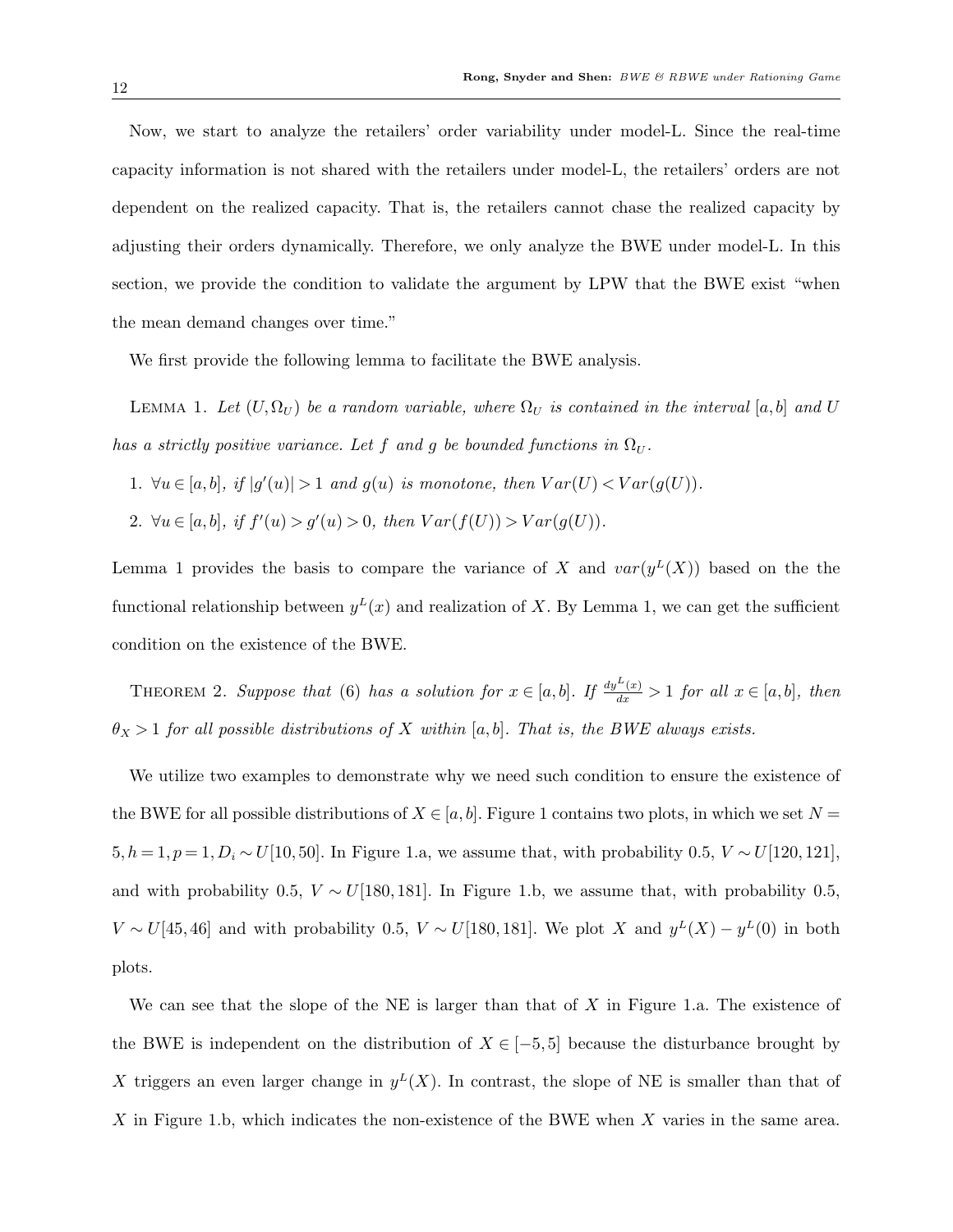Now, we start to analyze the retailers' order variability under model-L. Since the real-time capacity information is not shared with the retailers under model-L, the retailers' orders are not dependent on the realized capacity. That is, the retailers cannot chase the realized capacity by adjusting their orders dynamically. Therefore, we only analyze the BWE under model-L. In this section, we provide the condition to validate the argument by LPW that the BWE exist "when the mean demand changes over time."

We first provide the following lemma to facilitate the BWE analysis.

Lemma 1. *Let $(U, \Omega_U)$ be a random variable, where $\Omega_U$ is contained in the interval $[a,b]$ and $U$ has a strictly positive variance. Let $f$ and $g$ be bounded functions in $\Omega_U$.*

1. *$\forall u \in [a,b]$, if $|g'(u)| > 1$ and $g(u)$ is monotone, then $Var(U) < Var(g(U))$.*
2. *$\forall u \in [a,b]$, if $f'(u) > g'(u) > 0$, then $Var(f(U)) > Var(g(U))$.*

Lemma 1 provides the basis to compare the variance of $X$ and $var(y^L(X))$ based on the the functional relationship between $y^L(x)$ and realization of $X$. By Lemma 1, we can get the sufficient condition on the existence of the BWE.

Theorem 2. *Suppose that (6) has a solution for $x \in [a,b]$. If $\frac{dy^L(x)}{dx} > 1$ for all $x \in [a,b]$, then $\theta_X > 1$ for all possible distributions of $X$ within $[a,b]$. That is, the BWE always exists.*

We utilize two examples to demonstrate why we need such condition to ensure the existence of the BWE for all possible distributions of $X \in [a,b]$. Figure 1 contains two plots, in which we set $N = 5, h = 1, p = 1, D_i \sim U[10,50]$. In Figure 1.a, we assume that, with probability 0.5, $V \sim U[120,121]$, and with probability 0.5, $V \sim U[180,181]$. In Figure 1.b, we assume that, with probability 0.5, $V \sim U[45,46]$ and with probability 0.5, $V \sim U[180,181]$. We plot $X$ and $y^L(X) - y^L(0)$ in both plots.

We can see that the slope of the NE is larger than that of $X$ in Figure 1.a. The existence of the BWE is independent on the distribution of $X \in [-5,5]$ because the disturbance brought by $X$ triggers an even larger change in $y^L(X)$. In contrast, the slope of NE is smaller than that of $X$ in Figure 1.b, which indicates the non-existence of the BWE when $X$ varies in the same area.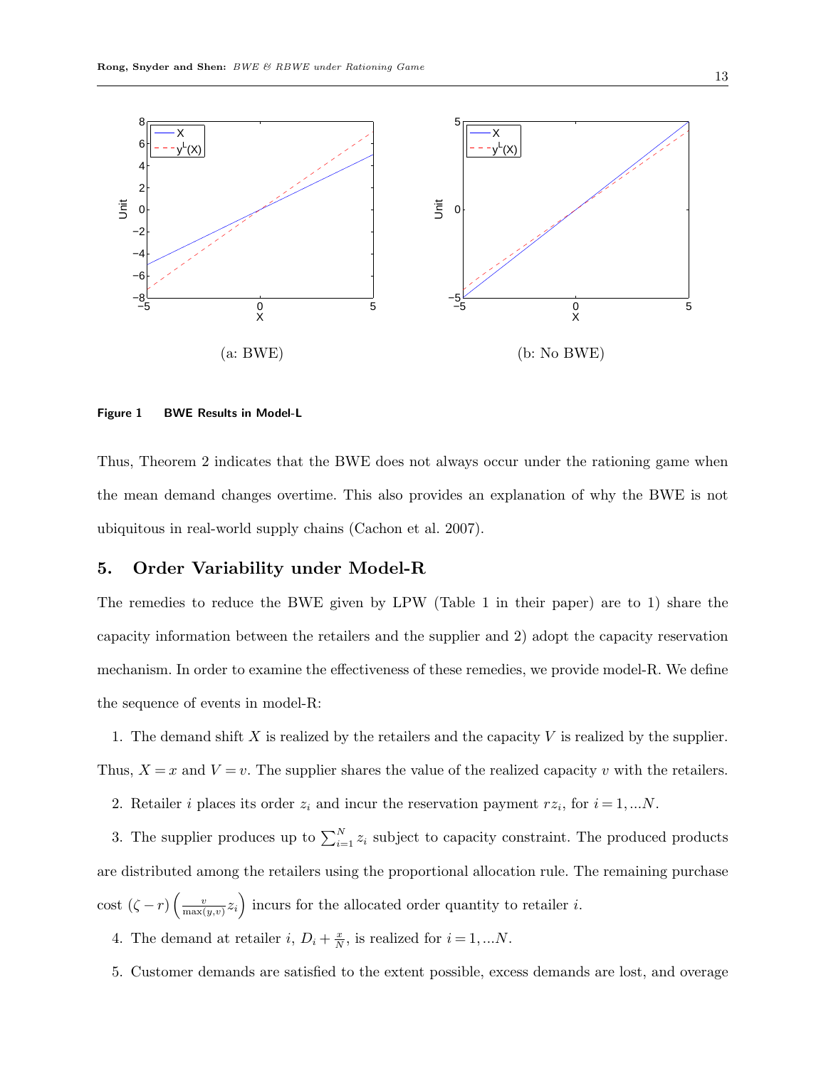(a: BWE)

(b: No BWE)

**Figure 1** **BWE Results in Model-L**

Thus, Theorem 2 indicates that the BWE does not always occur under the rationing game when the mean demand changes overtime. This also provides an explanation of why the BWE is not ubiquitous in real-world supply chains (Cachon et al. 2007).

## 5. Order Variability under Model-R

The remedies to reduce the BWE given by LPW (Table 1 in their paper) are to 1) share the capacity information between the retailers and the supplier and 2) adopt the capacity reservation mechanism. In order to examine the effectiveness of these remedies, we provide model-R. We define the sequence of events in model-R:

1. The demand shift $X$ is realized by the retailers and the capacity $V$ is realized by the supplier. Thus, $X = x$ and $V = v$. The supplier shares the value of the realized capacity $v$ with the retailers.

2. Retailer $i$ places its order $z_i$ and incur the reservation payment $rz_i$, for $i = 1, ...N$.

3. The supplier produces up to $\sum_{i=1}^{N} z_i$ subject to capacity constraint. The produced products are distributed among the retailers using the proportional allocation rule. The remaining purchase cost $(\zeta - r)\left(\frac{v}{\max(y,v)} z_i\right)$ incurs for the allocated order quantity to retailer $i$.

4. The demand at retailer $i$, $D_i + \frac{x}{N}$, is realized for $i = 1, ...N$.

5. Customer demands are satisfied to the extent possible, excess demands are lost, and overage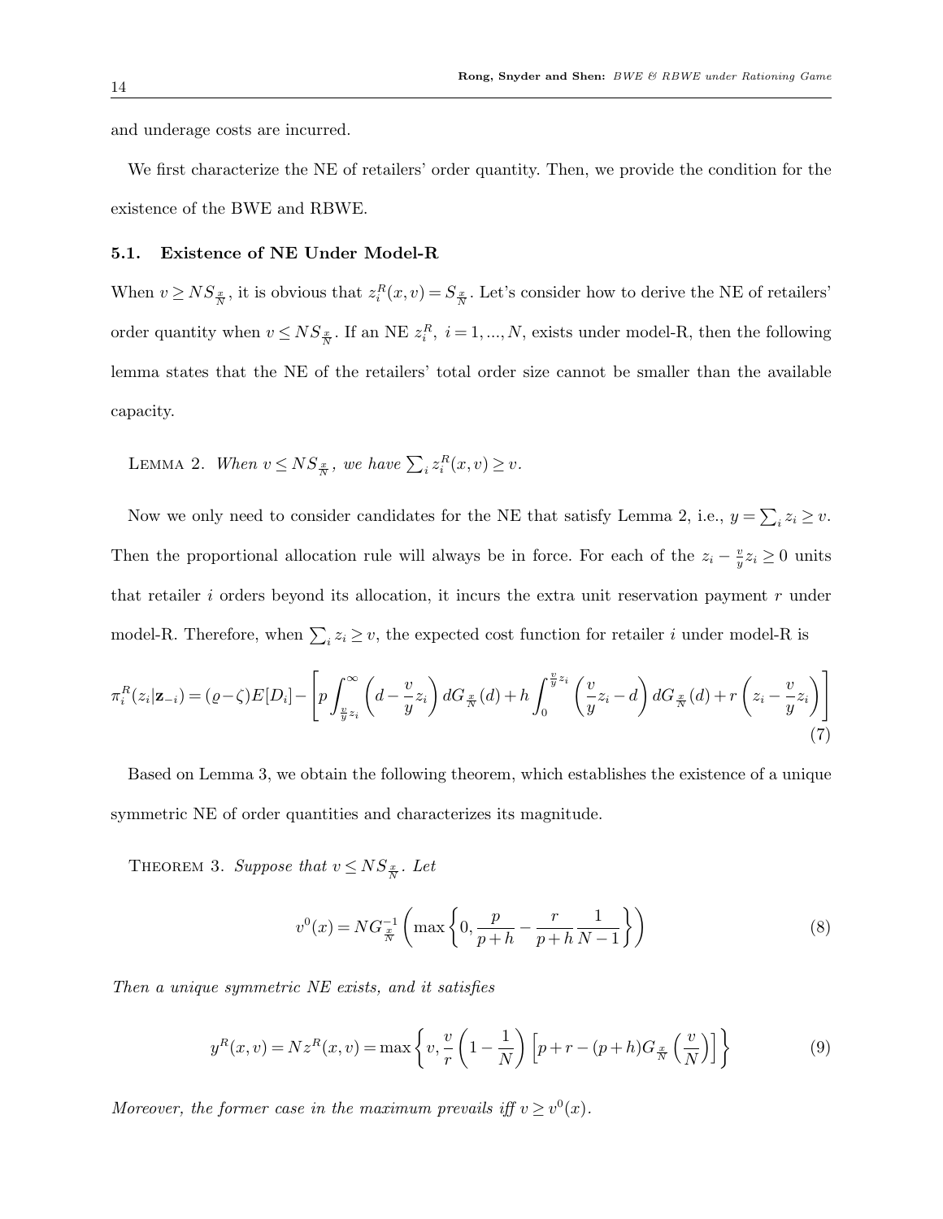and underage costs are incurred.

We first characterize the NE of retailers' order quantity. Then, we provide the condition for the existence of the BWE and RBWE.

### 5.1. Existence of NE Under Model-R

When $v \geq NS_{\frac{x}{N}}$, it is obvious that $z_i^R(x,v) = S_{\frac{x}{N}}$. Let's consider how to derive the NE of retailers' order quantity when $v \leq NS_{\frac{x}{N}}$. If an NE $z_i^R,\ i=1,...,N$, exists under model-R, then the following lemma states that the NE of the retailers' total order size cannot be smaller than the available capacity.

Lemma 2. *When $v \leq NS_{\frac{x}{N}}$, we have $\sum_i z_i^R(x,v) \geq v$.*

Now we only need to consider candidates for the NE that satisfy Lemma 2, i.e., $y = \sum_i z_i \geq v$. Then the proportional allocation rule will always be in force. For each of the $z_i - \frac{v}{y} z_i \geq 0$ units that retailer $i$ orders beyond its allocation, it incurs the extra unit reservation payment $r$ under model-R. Therefore, when $\sum_i z_i \geq v$, the expected cost function for retailer $i$ under model-R is

$$\pi_i^R(z_i|\mathbf{z}_{-i}) = (\varrho - \zeta)E[D_i] - \left[ p\int_{\frac{v}{y}z_i}^{\infty}\left(d - \frac{v}{y}z_i\right)dG_{\frac{x}{N}}(d) + h\int_0^{\frac{v}{y}z_i}\left(\frac{v}{y}z_i - d\right)dG_{\frac{x}{N}}(d) + r\left(z_i - \frac{v}{y}z_i\right)\right] \tag{7}$$

Based on Lemma 3, we obtain the following theorem, which establishes the existence of a unique symmetric NE of order quantities and characterizes its magnitude.

Theorem 3. *Suppose that $v \leq NS_{\frac{x}{N}}$. Let*

$$v^0(x) = NG_{\frac{x}{N}}^{-1}\left(\max\left\{0, \frac{p}{p+h} - \frac{r}{p+h}\frac{1}{N-1}\right\}\right) \tag{8}$$

*Then a unique symmetric NE exists, and it satisfies*

$$y^R(x,v) = Nz^R(x,v) = \max\left\{v, \frac{v}{r}\left(1 - \frac{1}{N}\right)\left[p + r - (p+h)G_{\frac{x}{N}}\left(\frac{v}{N}\right)\right]\right\} \tag{9}$$

*Moreover, the former case in the maximum prevails iff $v \geq v^0(x)$.*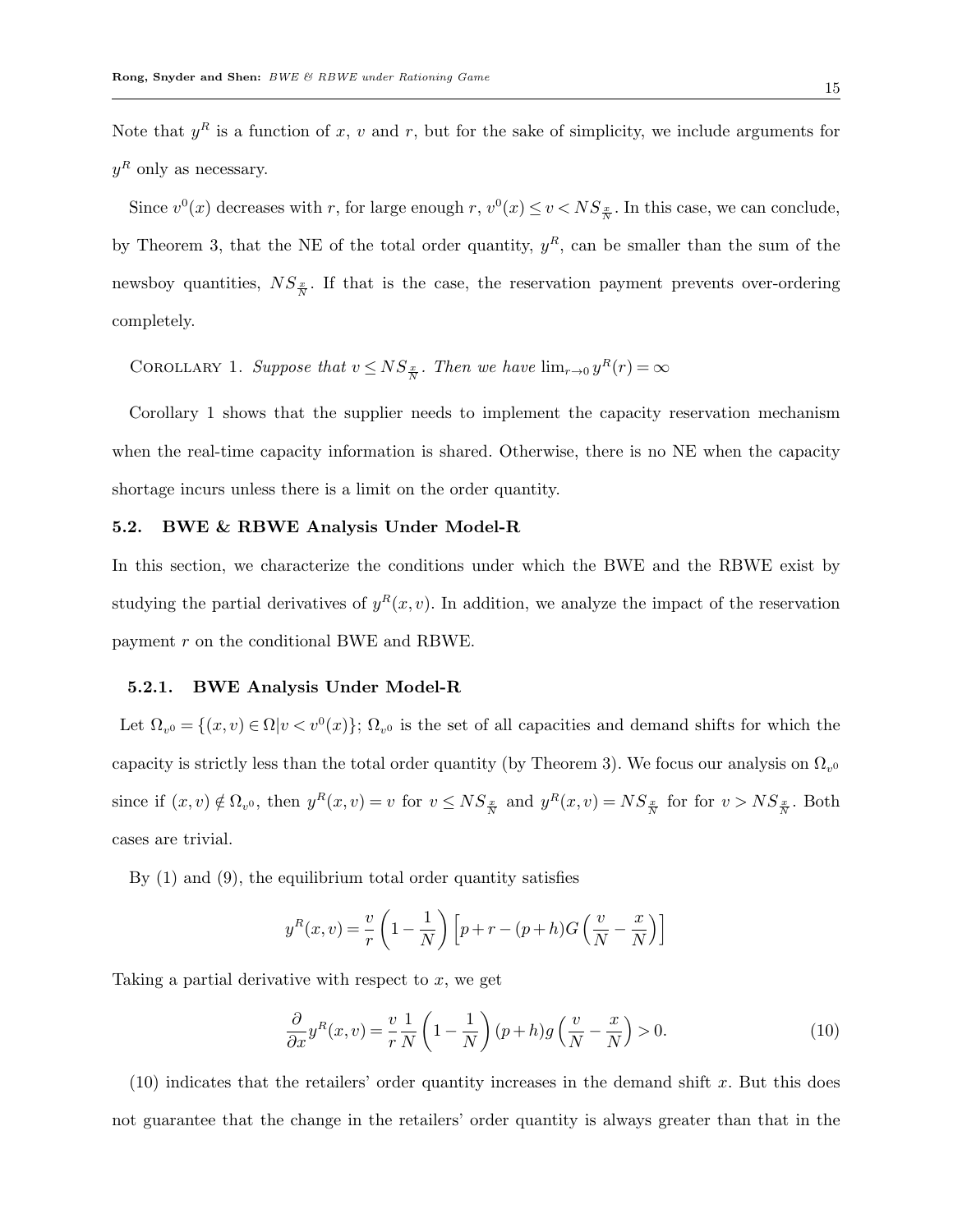Note that $y^R$ is a function of $x$, $v$ and $r$, but for the sake of simplicity, we include arguments for $y^R$ only as necessary.

Since $v^0(x)$ decreases with $r$, for large enough $r$, $v^0(x) \leq v < NS_{\frac{x}{N}}$. In this case, we can conclude, by Theorem 3, that the NE of the total order quantity, $y^R$, can be smaller than the sum of the newsboy quantities, $NS_{\frac{x}{N}}$. If that is the case, the reservation payment prevents over-ordering completely.

COROLLARY 1. *Suppose that* $v \leq NS_{\frac{x}{N}}$. *Then we have* $\lim_{r \to 0} y^R(r) = \infty$

Corollary 1 shows that the supplier needs to implement the capacity reservation mechanism when the real-time capacity information is shared. Otherwise, there is no NE when the capacity shortage incurs unless there is a limit on the order quantity.

### 5.2. BWE & RBWE Analysis Under Model-R

In this section, we characterize the conditions under which the BWE and the RBWE exist by studying the partial derivatives of $y^R(x,v)$. In addition, we analyze the impact of the reservation payment $r$ on the conditional BWE and RBWE.

#### 5.2.1. BWE Analysis Under Model-R

Let $\Omega_{v^0} = \{(x,v) \in \Omega | v < v^0(x)\}$; $\Omega_{v^0}$ is the set of all capacities and demand shifts for which the capacity is strictly less than the total order quantity (by Theorem 3). We focus our analysis on $\Omega_{v^0}$ since if $(x,v) \notin \Omega_{v^0}$, then $y^R(x,v) = v$ for $v \leq NS_{\frac{x}{N}}$ and $y^R(x,v) = NS_{\frac{x}{N}}$ for for $v > NS_{\frac{x}{N}}$. Both cases are trivial.

By (1) and (9), the equilibrium total order quantity satisfies

$$y^R(x,v) = \frac{v}{r}\left(1 - \frac{1}{N}\right)\left[p + r - (p+h)G\left(\frac{v}{N} - \frac{x}{N}\right)\right]$$

Taking a partial derivative with respect to $x$, we get

$$\frac{\partial}{\partial x} y^R(x,v) = \frac{v}{r}\frac{1}{N}\left(1 - \frac{1}{N}\right)(p+h)g\left(\frac{v}{N} - \frac{x}{N}\right) > 0. \tag{10}$$

(10) indicates that the retailers' order quantity increases in the demand shift $x$. But this does not guarantee that the change in the retailers' order quantity is always greater than that in the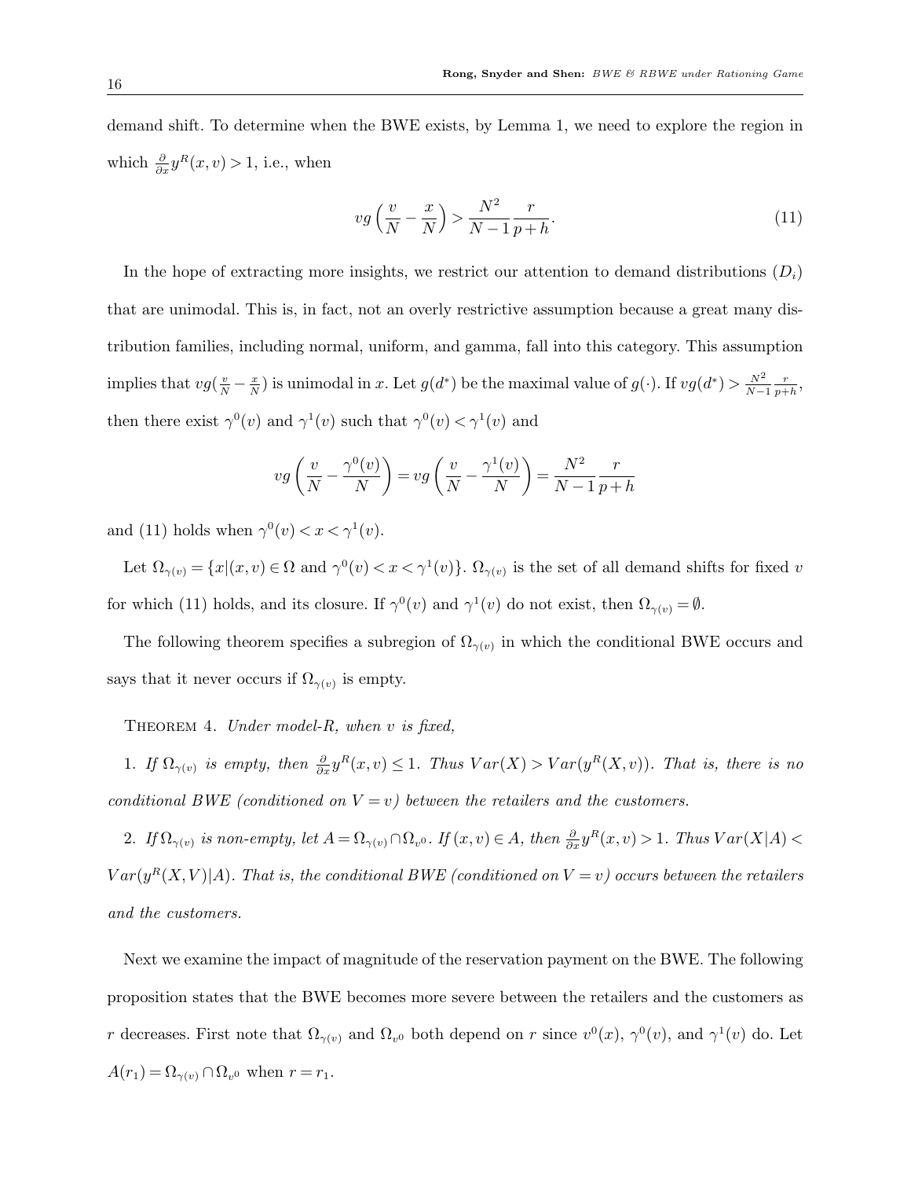demand shift. To determine when the BWE exists, by Lemma 1, we need to explore the region in which $\frac{\partial}{\partial x} y^R(x,v) > 1$, i.e., when

$$vg\left(\frac{v}{N} - \frac{x}{N}\right) > \frac{N^2}{N-1}\frac{r}{p+h}. \tag{11}$$

In the hope of extracting more insights, we restrict our attention to demand distributions ($D_i$) that are unimodal. This is, in fact, not an overly restrictive assumption because a great many distribution families, including normal, uniform, and gamma, fall into this category. This assumption implies that $vg(\frac{v}{N} - \frac{x}{N})$ is unimodal in $x$. Let $g(d^*)$ be the maximal value of $g(\cdot)$. If $vg(d^*) > \frac{N^2}{N-1}\frac{r}{p+h}$, then there exist $\gamma^0(v)$ and $\gamma^1(v)$ such that $\gamma^0(v) < \gamma^1(v)$ and

$$vg\left(\frac{v}{N} - \frac{\gamma^0(v)}{N}\right) = vg\left(\frac{v}{N} - \frac{\gamma^1(v)}{N}\right) = \frac{N^2}{N-1}\frac{r}{p+h}$$

and (11) holds when $\gamma^0(v) < x < \gamma^1(v)$.

Let $\Omega_{\gamma(v)} = \{x | (x,v) \in \Omega \text{ and } \gamma^0(v) < x < \gamma^1(v)\}$. $\Omega_{\gamma(v)}$ is the set of all demand shifts for fixed $v$ for which (11) holds, and its closure. If $\gamma^0(v)$ and $\gamma^1(v)$ do not exist, then $\Omega_{\gamma(v)} = \emptyset$.

The following theorem specifies a subregion of $\Omega_{\gamma(v)}$ in which the conditional BWE occurs and says that it never occurs if $\Omega_{\gamma(v)}$ is empty.

THEOREM 4. *Under model-R, when $v$ is fixed,*

1. *If $\Omega_{\gamma(v)}$ is empty, then $\frac{\partial}{\partial x} y^R(x,v) \le 1$. Thus $Var(X) > Var(y^R(X,v))$. That is, there is no conditional BWE (conditioned on $V = v$) between the retailers and the customers.*

2. *If $\Omega_{\gamma(v)}$ is non-empty, let $A = \Omega_{\gamma(v)} \cap \Omega_{v^0}$. If $(x,v) \in A$, then $\frac{\partial}{\partial x} y^R(x,v) > 1$. Thus $Var(X|A) < Var(y^R(X,V)|A)$. That is, the conditional BWE (conditioned on $V = v$) occurs between the retailers and the customers.*

Next we examine the impact of magnitude of the reservation payment on the BWE. The following proposition states that the BWE becomes more severe between the retailers and the customers as $r$ decreases. First note that $\Omega_{\gamma(v)}$ and $\Omega_{v^0}$ both depend on $r$ since $v^0(x)$, $\gamma^0(v)$, and $\gamma^1(v)$ do. Let $A(r_1) = \Omega_{\gamma(v)} \cap \Omega_{v^0}$ when $r = r_1$.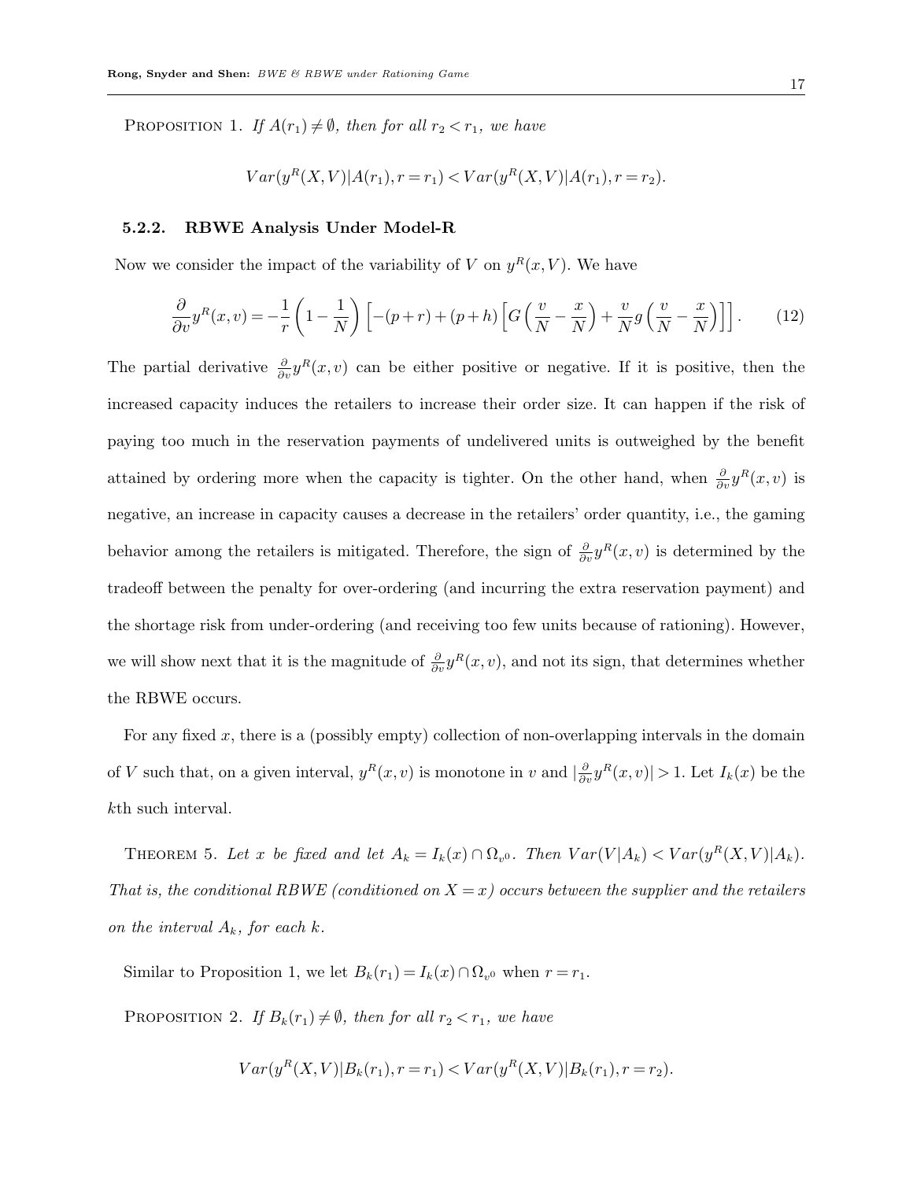**Proposition 1.** *If $A(r_1) \neq \emptyset$, then for all $r_2 < r_1$, we have*

$$Var(y^R(X,V)|A(r_1), r = r_1) < Var(y^R(X,V)|A(r_1), r = r_2).$$

### 5.2.2. RBWE Analysis Under Model-R

Now we consider the impact of the variability of $V$ on $y^R(x,V)$. We have

$$\frac{\partial}{\partial v} y^R(x,v) = -\frac{1}{r}\left(1 - \frac{1}{N}\right)\left[-(p+r) + (p+h)\left[G\left(\frac{v}{N} - \frac{x}{N}\right) + \frac{v}{N} g\left(\frac{v}{N} - \frac{x}{N}\right)\right]\right]. \tag{12}$$

The partial derivative $\frac{\partial}{\partial v} y^R(x,v)$ can be either positive or negative. If it is positive, then the increased capacity induces the retailers to increase their order size. It can happen if the risk of paying too much in the reservation payments of undelivered units is outweighed by the benefit attained by ordering more when the capacity is tighter. On the other hand, when $\frac{\partial}{\partial v} y^R(x,v)$ is negative, an increase in capacity causes a decrease in the retailers' order quantity, i.e., the gaming behavior among the retailers is mitigated. Therefore, the sign of $\frac{\partial}{\partial v} y^R(x,v)$ is determined by the tradeoff between the penalty for over-ordering (and incurring the extra reservation payment) and the shortage risk from under-ordering (and receiving too few units because of rationing). However, we will show next that it is the magnitude of $\frac{\partial}{\partial v} y^R(x,v)$, and not its sign, that determines whether the RBWE occurs.

For any fixed $x$, there is a (possibly empty) collection of non-overlapping intervals in the domain of $V$ such that, on a given interval, $y^R(x,v)$ is monotone in $v$ and $|\frac{\partial}{\partial v} y^R(x,v)| > 1$. Let $I_k(x)$ be the $k$th such interval.

**Theorem 5.** *Let $x$ be fixed and let $A_k = I_k(x) \cap \Omega_{v^0}$. Then $Var(V|A_k) < Var(y^R(X,V)|A_k)$. That is, the conditional RBWE (conditioned on $X = x$) occurs between the supplier and the retailers on the interval $A_k$, for each $k$.*

Similar to Proposition 1, we let $B_k(r_1) = I_k(x) \cap \Omega_{v^0}$ when $r = r_1$.

**Proposition 2.** *If $B_k(r_1) \neq \emptyset$, then for all $r_2 < r_1$, we have*

$$Var(y^R(X,V)|B_k(r_1), r = r_1) < Var(y^R(X,V)|B_k(r_1), r = r_2).$$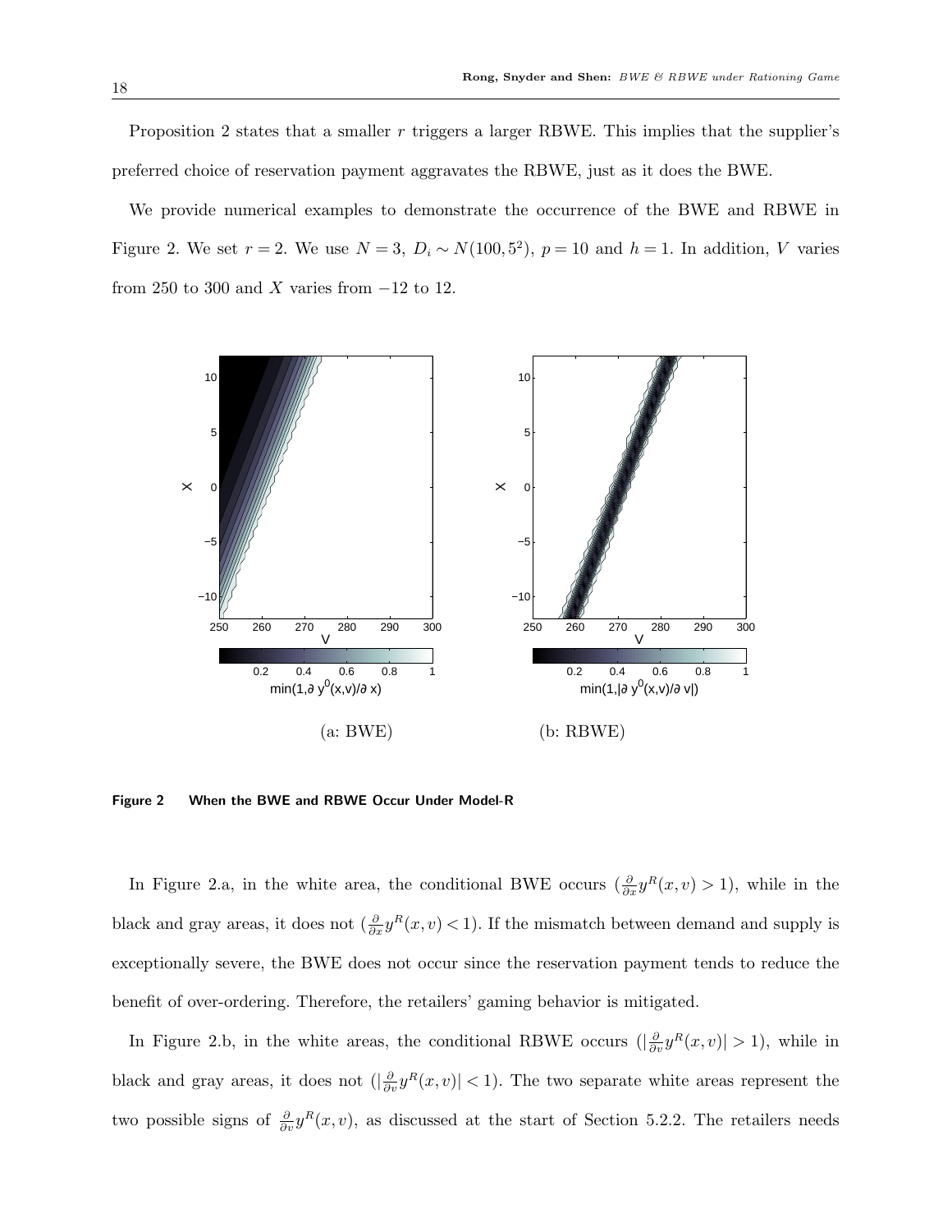Proposition 2 states that a smaller $r$ triggers a larger RBWE. This implies that the supplier's preferred choice of reservation payment aggravates the RBWE, just as it does the BWE.

We provide numerical examples to demonstrate the occurrence of the BWE and RBWE in Figure 2. We set $r = 2$. We use $N = 3$, $D_i \sim N(100, 5^2)$, $p = 10$ and $h = 1$. In addition, $V$ varies from 250 to 300 and $X$ varies from $-12$ to 12.

(a: BWE) (b: RBWE)

**Figure 2** **When the BWE and RBWE Occur Under Model-R**

In Figure 2.a, in the white area, the conditional BWE occurs ($\frac{\partial}{\partial x} y^R(x,v) > 1$), while in the black and gray areas, it does not ($\frac{\partial}{\partial x} y^R(x,v) < 1$). If the mismatch between demand and supply is exceptionally severe, the BWE does not occur since the reservation payment tends to reduce the benefit of over-ordering. Therefore, the retailers' gaming behavior is mitigated.

In Figure 2.b, in the white areas, the conditional RBWE occurs ($|\frac{\partial}{\partial v} y^R(x,v)| > 1$), while in black and gray areas, it does not ($|\frac{\partial}{\partial v} y^R(x,v)| < 1$). The two separate white areas represent the two possible signs of $\frac{\partial}{\partial v} y^R(x,v)$, as discussed at the start of Section 5.2.2. The retailers needs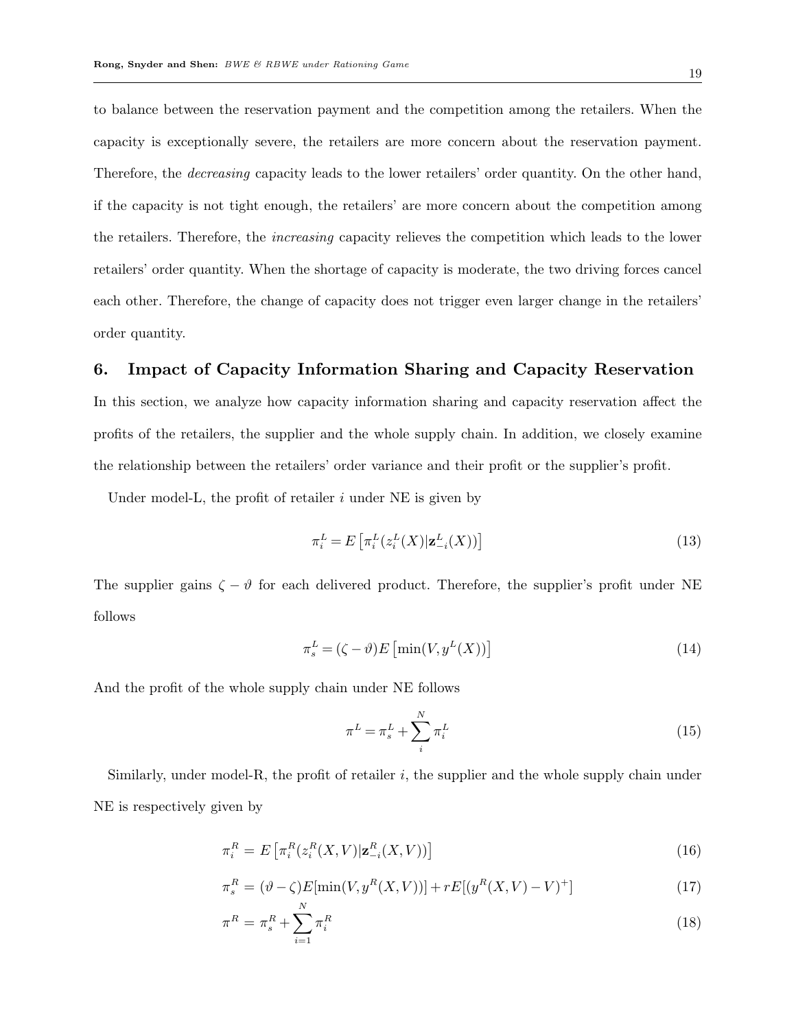to balance between the reservation payment and the competition among the retailers. When the capacity is exceptionally severe, the retailers are more concern about the reservation payment. Therefore, the *decreasing* capacity leads to the lower retailers' order quantity. On the other hand, if the capacity is not tight enough, the retailers' are more concern about the competition among the retailers. Therefore, the *increasing* capacity relieves the competition which leads to the lower retailers' order quantity. When the shortage of capacity is moderate, the two driving forces cancel each other. Therefore, the change of capacity does not trigger even larger change in the retailers' order quantity.

## 6. Impact of Capacity Information Sharing and Capacity Reservation

In this section, we analyze how capacity information sharing and capacity reservation affect the profits of the retailers, the supplier and the whole supply chain. In addition, we closely examine the relationship between the retailers' order variance and their profit or the supplier's profit.

Under model-L, the profit of retailer $i$ under NE is given by

$$\pi_i^L = E\left[\pi_i^L(z_i^L(X)|\mathbf{z}_{-i}^L(X))\right] \tag{13}$$

The supplier gains $\zeta - \vartheta$ for each delivered product. Therefore, the supplier's profit under NE follows

$$\pi_s^L = (\zeta - \vartheta)E\left[\min(V, y^L(X))\right] \tag{14}$$

And the profit of the whole supply chain under NE follows

$$\pi^L = \pi_s^L + \sum_i^N \pi_i^L \tag{15}$$

Similarly, under model-R, the profit of retailer $i$, the supplier and the whole supply chain under NE is respectively given by

$$\pi_i^R = E\left[\pi_i^R(z_i^R(X,V)|\mathbf{z}_{-i}^R(X,V))\right] \tag{16}$$

$$\pi_s^R = (\vartheta - \zeta)E[\min(V, y^R(X,V))] + rE[(y^R(X,V) - V)^+] \tag{17}$$

$$\pi^R = \pi_s^R + \sum_{i=1}^N \pi_i^R \tag{18}$$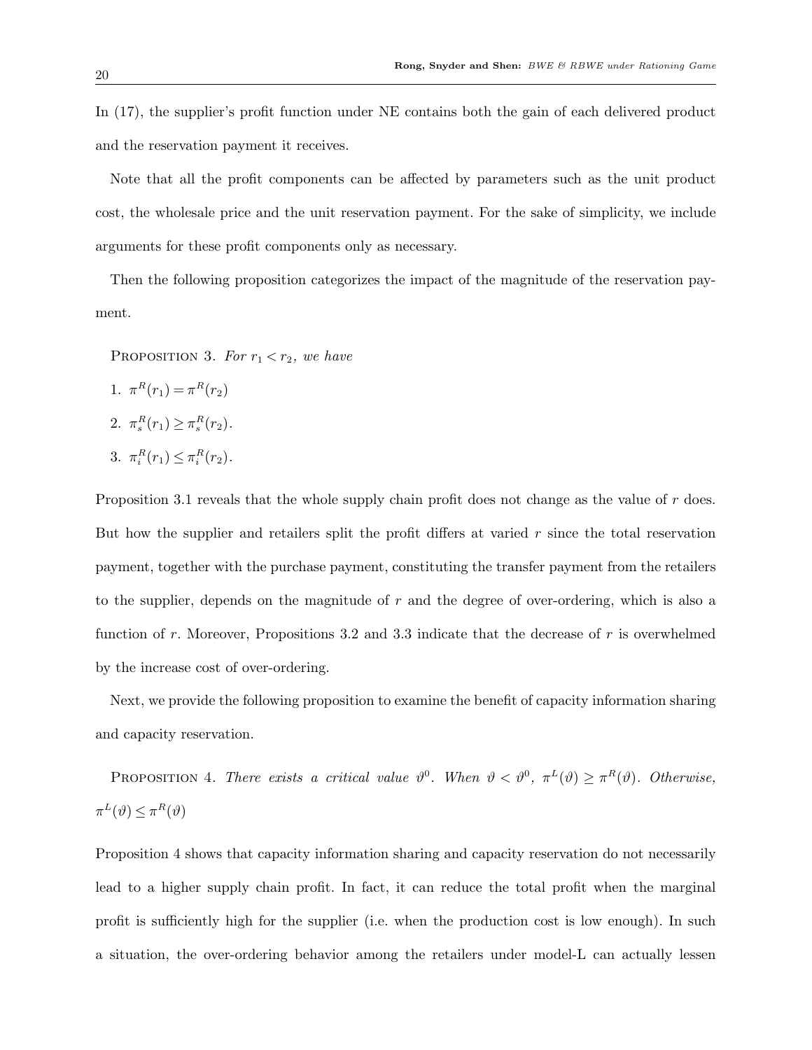In (17), the supplier's profit function under NE contains both the gain of each delivered product and the reservation payment it receives.

Note that all the profit components can be affected by parameters such as the unit product cost, the wholesale price and the unit reservation payment. For the sake of simplicity, we include arguments for these profit components only as necessary.

Then the following proposition categorizes the impact of the magnitude of the reservation payment.

Proposition 3. *For $r_1 < r_2$, we have*

1. $\pi^R(r_1) = \pi^R(r_2)$
2. $\pi_s^R(r_1) \geq \pi_s^R(r_2)$.
3. $\pi_i^R(r_1) \leq \pi_i^R(r_2)$.

Proposition 3.1 reveals that the whole supply chain profit does not change as the value of $r$ does. But how the supplier and retailers split the profit differs at varied $r$ since the total reservation payment, together with the purchase payment, constituting the transfer payment from the retailers to the supplier, depends on the magnitude of $r$ and the degree of over-ordering, which is also a function of $r$. Moreover, Propositions 3.2 and 3.3 indicate that the decrease of $r$ is overwhelmed by the increase cost of over-ordering.

Next, we provide the following proposition to examine the benefit of capacity information sharing and capacity reservation.

Proposition 4. *There exists a critical value $\vartheta^0$. When $\vartheta < \vartheta^0$, $\pi^L(\vartheta) \geq \pi^R(\vartheta)$. Otherwise, $\pi^L(\vartheta) \leq \pi^R(\vartheta)$*

Proposition 4 shows that capacity information sharing and capacity reservation do not necessarily lead to a higher supply chain profit. In fact, it can reduce the total profit when the marginal profit is sufficiently high for the supplier (i.e. when the production cost is low enough). In such a situation, the over-ordering behavior among the retailers under model-L can actually lessen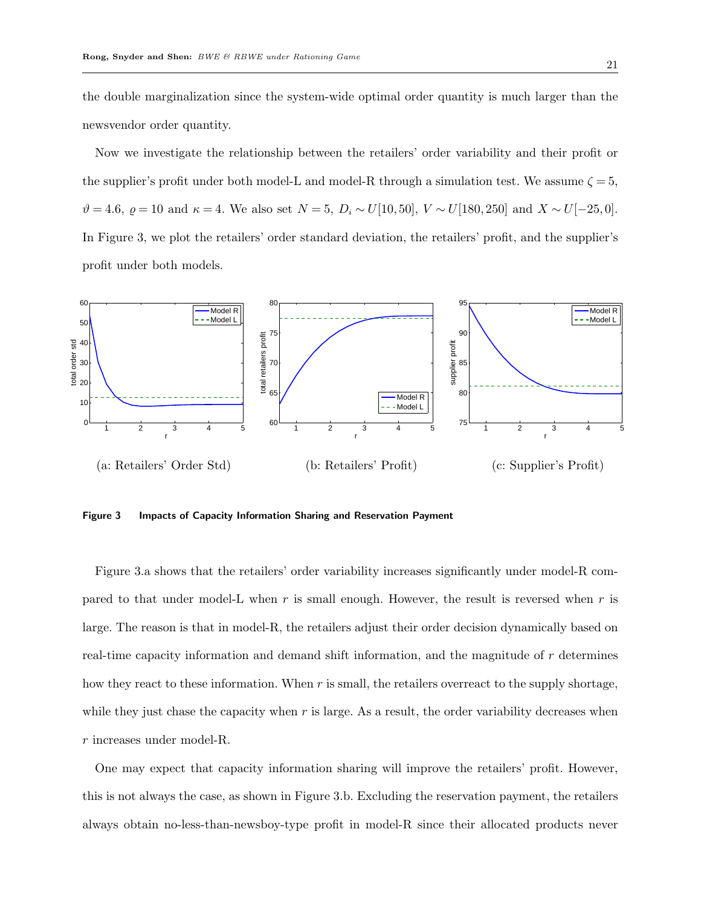the double marginalization since the system-wide optimal order quantity is much larger than the newsvendor order quantity.

Now we investigate the relationship between the retailers' order variability and their profit or the supplier's profit under both model-L and model-R through a simulation test. We assume $\zeta = 5$, $\vartheta = 4.6$, $\varrho = 10$ and $\kappa = 4$. We also set $N = 5$, $D_i \sim U[10, 50]$, $V \sim U[180, 250]$ and $X \sim U[-25, 0]$. In Figure 3, we plot the retailers' order standard deviation, the retailers' profit, and the supplier's profit under both models.

(a: Retailers' Order Std) (b: Retailers' Profit) (c: Supplier's Profit)

**Figure 3 Impacts of Capacity Information Sharing and Reservation Payment**

Figure 3.a shows that the retailers' order variability increases significantly under model-R compared to that under model-L when $r$ is small enough. However, the result is reversed when $r$ is large. The reason is that in model-R, the retailers adjust their order decision dynamically based on real-time capacity information and demand shift information, and the magnitude of $r$ determines how they react to these information. When $r$ is small, the retailers overreact to the supply shortage, while they just chase the capacity when $r$ is large. As a result, the order variability decreases when $r$ increases under model-R.

One may expect that capacity information sharing will improve the retailers' profit. However, this is not always the case, as shown in Figure 3.b. Excluding the reservation payment, the retailers always obtain no-less-than-newsboy-type profit in model-R since their allocated products never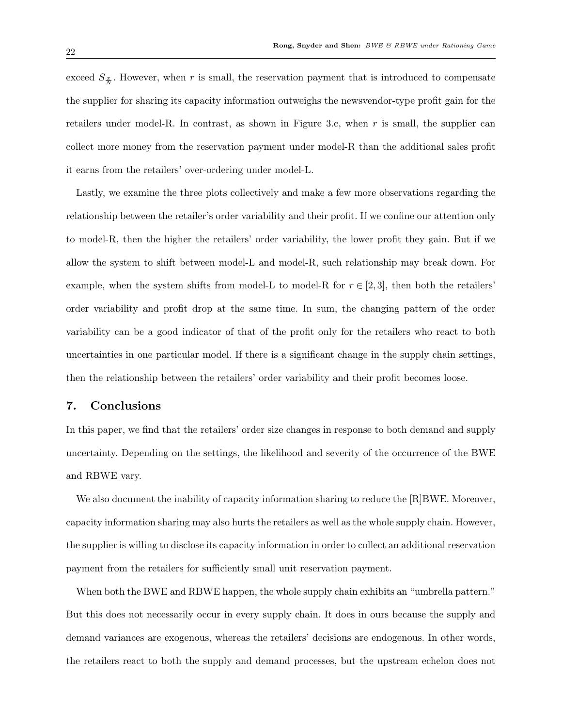exceed $S_{\frac{x}{N}}$. However, when $r$ is small, the reservation payment that is introduced to compensate the supplier for sharing its capacity information outweighs the newsvendor-type profit gain for the retailers under model-R. In contrast, as shown in Figure 3.c, when $r$ is small, the supplier can collect more money from the reservation payment under model-R than the additional sales profit it earns from the retailers' over-ordering under model-L.

Lastly, we examine the three plots collectively and make a few more observations regarding the relationship between the retailer's order variability and their profit. If we confine our attention only to model-R, then the higher the retailers' order variability, the lower profit they gain. But if we allow the system to shift between model-L and model-R, such relationship may break down. For example, when the system shifts from model-L to model-R for $r \in [2,3]$, then both the retailers' order variability and profit drop at the same time. In sum, the changing pattern of the order variability can be a good indicator of that of the profit only for the retailers who react to both uncertainties in one particular model. If there is a significant change in the supply chain settings, then the relationship between the retailers' order variability and their profit becomes loose.

## 7. Conclusions

In this paper, we find that the retailers' order size changes in response to both demand and supply uncertainty. Depending on the settings, the likelihood and severity of the occurrence of the BWE and RBWE vary.

We also document the inability of capacity information sharing to reduce the [R]BWE. Moreover, capacity information sharing may also hurts the retailers as well as the whole supply chain. However, the supplier is willing to disclose its capacity information in order to collect an additional reservation payment from the retailers for sufficiently small unit reservation payment.

When both the BWE and RBWE happen, the whole supply chain exhibits an "umbrella pattern." But this does not necessarily occur in every supply chain. It does in ours because the supply and demand variances are exogenous, whereas the retailers' decisions are endogenous. In other words, the retailers react to both the supply and demand processes, but the upstream echelon does not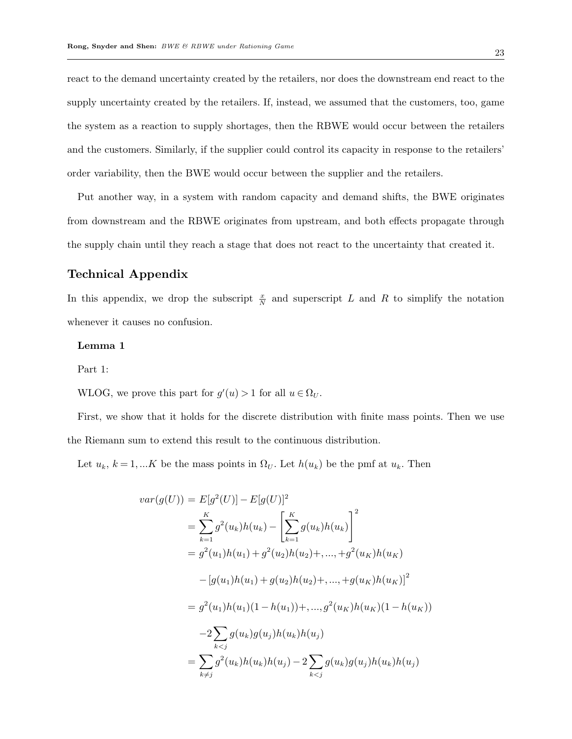react to the demand uncertainty created by the retailers, nor does the downstream end react to the supply uncertainty created by the retailers. If, instead, we assumed that the customers, too, game the system as a reaction to supply shortages, then the RBWE would occur between the retailers and the customers. Similarly, if the supplier could control its capacity in response to the retailers' order variability, then the BWE would occur between the supplier and the retailers.

Put another way, in a system with random capacity and demand shifts, the BWE originates from downstream and the RBWE originates from upstream, and both effects propagate through the supply chain until they reach a stage that does not react to the uncertainty that created it.

## Technical Appendix

In this appendix, we drop the subscript $\frac{x}{N}$ and superscript $L$ and $R$ to simplify the notation whenever it causes no confusion.

**Lemma 1**

Part 1:

WLOG, we prove this part for $g'(u) > 1$ for all $u \in \Omega_U$.

First, we show that it holds for the discrete distribution with finite mass points. Then we use the Riemann sum to extend this result to the continuous distribution.

Let $u_k$, $k = 1, ...K$ be the mass points in $\Omega_U$. Let $h(u_k)$ be the pmf at $u_k$. Then

$$
\begin{aligned}
var(g(U)) &= E[g^2(U)] - E[g(U)]^2 \\
&= \sum_{k=1}^{K} g^2(u_k)h(u_k) - \left[\sum_{k=1}^{K} g(u_k)h(u_k)\right]^2 \\
&= g^2(u_1)h(u_1) + g^2(u_2)h(u_2)+, ..., +g^2(u_K)h(u_K) \\
&\quad - [g(u_1)h(u_1) + g(u_2)h(u_2)+, ..., +g(u_K)h(u_K)]^2 \\
&= g^2(u_1)h(u_1)(1-h(u_1))+, ..., g^2(u_K)h(u_K)(1-h(u_K)) \\
&\quad -2\sum_{k<j} g(u_k)g(u_j)h(u_k)h(u_j) \\
&= \sum_{k \neq j} g^2(u_k)h(u_k)h(u_j) - 2\sum_{k<j} g(u_k)g(u_j)h(u_k)h(u_j)
\end{aligned}
$$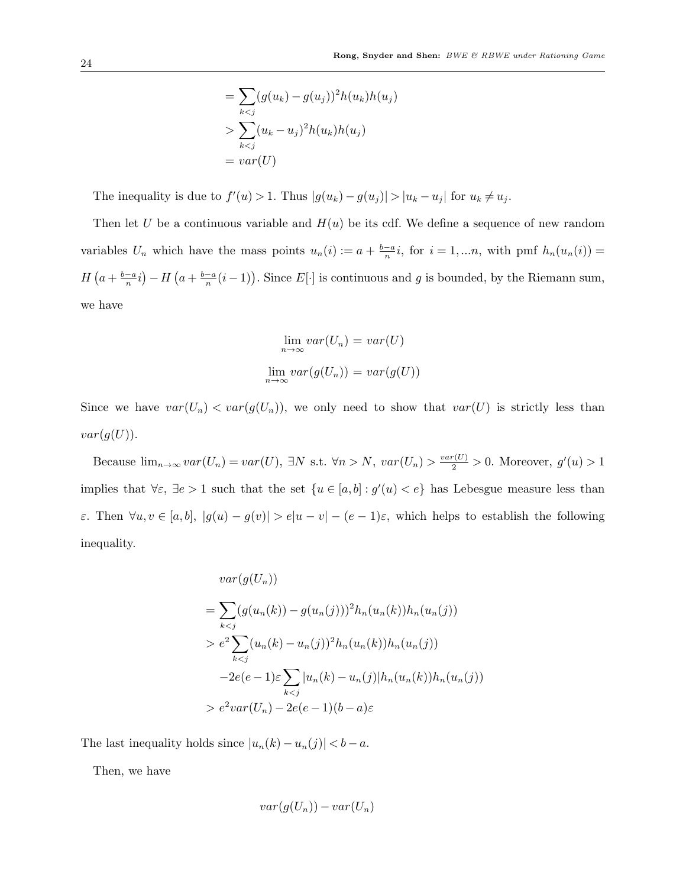$$
\begin{aligned}
&= \sum_{k<j} (g(u_k) - g(u_j))^2 h(u_k) h(u_j) \\
&> \sum_{k<j} (u_k - u_j)^2 h(u_k) h(u_j) \\
&= var(U)
\end{aligned}
$$

The inequality is due to $f'(u) > 1$. Thus $|g(u_k) - g(u_j)| > |u_k - u_j|$ for $u_k \neq u_j$.

Then let $U$ be a continuous variable and $H(u)$ be its cdf. We define a sequence of new random variables $U_n$ which have the mass points $u_n(i) := a + \frac{b-a}{n} i$, for $i = 1, ...n$, with pmf $h_n(u_n(i)) = H\left(a + \frac{b-a}{n} i\right) - H\left(a + \frac{b-a}{n}(i-1)\right)$. Since $E[\cdot]$ is continuous and $g$ is bounded, by the Riemann sum, we have

$$
\lim_{n \to \infty} var(U_n) = var(U)
$$

$$
\lim_{n \to \infty} var(g(U_n)) = var(g(U))
$$

Since we have $var(U_n) < var(g(U_n))$, we only need to show that $var(U)$ is strictly less than $var(g(U))$.

Because $\lim_{n\to\infty} var(U_n) = var(U)$, $\exists N$ s.t. $\forall n > N$, $var(U_n) > \frac{var(U)}{2} > 0$. Moreover, $g'(u) > 1$ implies that $\forall \varepsilon$, $\exists e > 1$ such that the set $\{u \in [a,b] : g'(u) < e\}$ has Lebesgue measure less than $\varepsilon$. Then $\forall u, v \in [a,b]$, $|g(u) - g(v)| > e|u - v| - (e-1)\varepsilon$, which helps to establish the following inequality.

$$
\begin{aligned}
&var(g(U_n)) \\
&= \sum_{k<j} (g(u_n(k)) - g(u_n(j)))^2 h_n(u_n(k)) h_n(u_n(j)) \\
&> e^2 \sum_{k<j} (u_n(k) - u_n(j))^2 h_n(u_n(k)) h_n(u_n(j)) \\
&\quad -2e(e-1)\varepsilon \sum_{k<j} |u_n(k) - u_n(j)| h_n(u_n(k)) h_n(u_n(j)) \\
&> e^2 var(U_n) - 2e(e-1)(b-a)\varepsilon
\end{aligned}
$$

The last inequality holds since $|u_n(k) - u_n(j)| < b - a$.

Then, we have

$$
var(g(U_n)) - var(U_n)
$$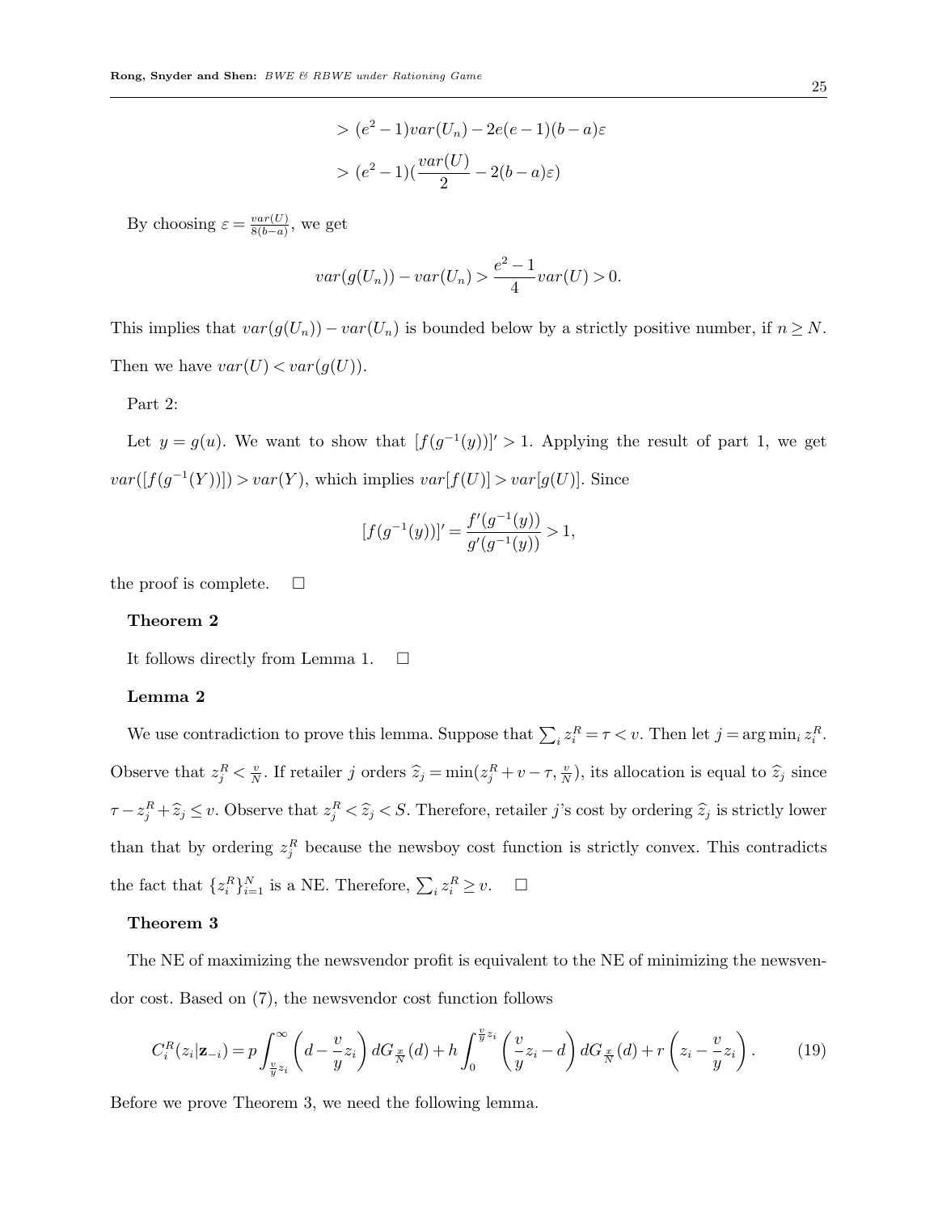$$> (e^2-1)var(U_n) - 2e(e-1)(b-a)\varepsilon$$

$$> (e^2-1)(\frac{var(U)}{2} - 2(b-a)\varepsilon)$$

By choosing $\varepsilon = \frac{var(U)}{8(b-a)}$, we get

$$var(g(U_n)) - var(U_n) > \frac{e^2-1}{4} var(U) > 0.$$

This implies that $var(g(U_n)) - var(U_n)$ is bounded below by a strictly positive number, if $n \geq N$. Then we have $var(U) < var(g(U))$.

Part 2:

Let $y = g(u)$. We want to show that $[f(g^{-1}(y))]' > 1$. Applying the result of part 1, we get $var([f(g^{-1}(Y))]) > var(Y)$, which implies $var[f(U)] > var[g(U)]$. Since

$$[f(g^{-1}(y))]' = \frac{f'(g^{-1}(y))}{g'(g^{-1}(y))} > 1,$$

the proof is complete. □

**Theorem 2**

It follows directly from Lemma 1. □

**Lemma 2**

We use contradiction to prove this lemma. Suppose that $\sum_i z_i^R = \tau < v$. Then let $j = \arg\min_i z_i^R$. Observe that $z_j^R < \frac{v}{N}$. If retailer $j$ orders $\widehat{z}_j = \min(z_j^R + v - \tau, \frac{v}{N})$, its allocation is equal to $\widehat{z}_j$ since $\tau - z_j^R + \widehat{z}_j \leq v$. Observe that $z_j^R < \widehat{z}_j < S$. Therefore, retailer $j$'s cost by ordering $\widehat{z}_j$ is strictly lower than that by ordering $z_j^R$ because the newsboy cost function is strictly convex. This contradicts the fact that $\{z_i^R\}_{i=1}^N$ is a NE. Therefore, $\sum_i z_i^R \geq v$. □

**Theorem 3**

The NE of maximizing the newsvendor profit is equivalent to the NE of minimizing the newsvendor cost. Based on (7), the newsvendor cost function follows

$$C_i^R(z_i|\mathbf{z}_{-i}) = p\int_{\frac{v}{y}z_i}^{\infty}\left(d - \frac{v}{y}z_i\right)dG_{\frac{x}{N}}(d) + h\int_0^{\frac{v}{y}z_i}\left(\frac{v}{y}z_i - d\right)dG_{\frac{x}{N}}(d) + r\left(z_i - \frac{v}{y}z_i\right). \tag{19}$$

Before we prove Theorem 3, we need the following lemma.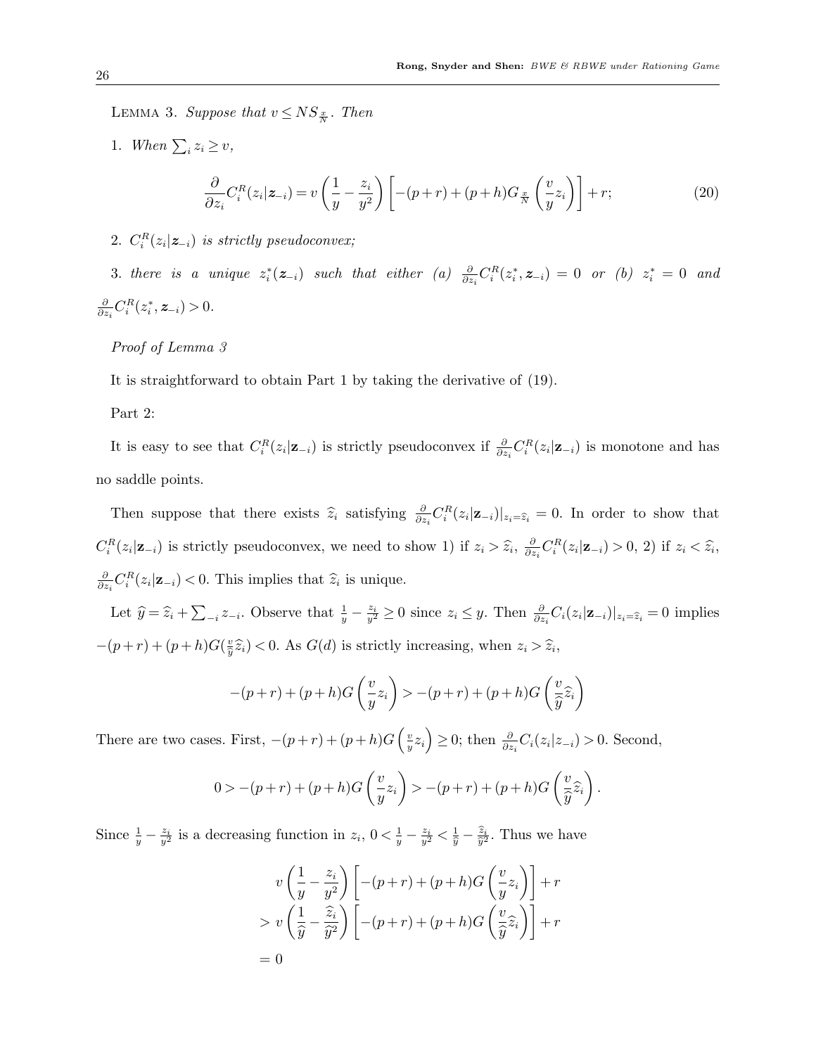LEMMA 3. *Suppose that $v \le NS_{\frac{x}{N}}$. Then*

1. *When $\sum_i z_i \ge v$,*

$$\frac{\partial}{\partial z_i} C_i^R(z_i|\boldsymbol{z}_{-i}) = v\left(\frac{1}{y} - \frac{z_i}{y^2}\right)\left[-(p+r) + (p+h)G_{\frac{x}{N}}\left(\frac{v}{y}z_i\right)\right] + r; \tag{20}$$

2. *$C_i^R(z_i|\boldsymbol{z}_{-i})$ is strictly pseudoconvex;*

3. *there is a unique $z_i^*(\boldsymbol{z}_{-i})$ such that either (a) $\frac{\partial}{\partial z_i} C_i^R(z_i^*, \boldsymbol{z}_{-i}) = 0$ or (b) $z_i^* = 0$ and $\frac{\partial}{\partial z_i} C_i^R(z_i^*, \boldsymbol{z}_{-i}) > 0$.*

*Proof of Lemma 3*

It is straightforward to obtain Part 1 by taking the derivative of (19).

Part 2:

It is easy to see that $C_i^R(z_i|\mathbf{z}_{-i})$ is strictly pseudoconvex if $\frac{\partial}{\partial z_i} C_i^R(z_i|\mathbf{z}_{-i})$ is monotone and has no saddle points.

Then suppose that there exists $\widehat{z}_i$ satisfying $\frac{\partial}{\partial z_i} C_i^R(z_i|\mathbf{z}_{-i})|_{z_i=\widehat{z}_i} = 0$. In order to show that $C_i^R(z_i|\mathbf{z}_{-i})$ is strictly pseudoconvex, we need to show 1) if $z_i > \widehat{z}_i$, $\frac{\partial}{\partial z_i} C_i^R(z_i|\mathbf{z}_{-i}) > 0$, 2) if $z_i < \widehat{z}_i$, $\frac{\partial}{\partial z_i} C_i^R(z_i|\mathbf{z}_{-i}) < 0$. This implies that $\widehat{z}_i$ is unique.

Let $\widehat{y} = \widehat{z}_i + \sum_{-i} z_{-i}$. Observe that $\frac{1}{y} - \frac{z_i}{y^2} \ge 0$ since $z_i \le y$. Then $\frac{\partial}{\partial z_i} C_i(z_i|\mathbf{z}_{-i})|_{z_i=\widehat{z}_i} = 0$ implies $-(p+r) + (p+h)G(\frac{v}{\widehat{y}}\widehat{z}_i) < 0$. As $G(d)$ is strictly increasing, when $z_i > \widehat{z}_i$,

$$-(p+r) + (p+h)G\left(\frac{v}{y}z_i\right) > -(p+r) + (p+h)G\left(\frac{v}{\widehat{y}}\widehat{z}_i\right)$$

There are two cases. First, $-(p+r) + (p+h)G\left(\frac{v}{y}z_i\right) \ge 0$; then $\frac{\partial}{\partial z_i} C_i(z_i|z_{-i}) > 0$. Second,

$$0 > -(p+r) + (p+h)G\left(\frac{v}{y}z_i\right) > -(p+r) + (p+h)G\left(\frac{v}{\widehat{y}}\widehat{z}_i\right).$$

Since $\frac{1}{y} - \frac{z_i}{y^2}$ is a decreasing function in $z_i$, $0 < \frac{1}{y} - \frac{z_i}{y^2} < \frac{1}{\widehat{y}} - \frac{\widehat{z}_i}{\widehat{y}^2}$. Thus we have

$$\begin{aligned}
& v\left(\frac{1}{y} - \frac{z_i}{y^2}\right)\left[-(p+r) + (p+h)G\left(\frac{v}{y}z_i\right)\right] + r \\
> \; & v\left(\frac{1}{\widehat{y}} - \frac{\widehat{z}_i}{\widehat{y}^2}\right)\left[-(p+r) + (p+h)G\left(\frac{v}{\widehat{y}}\widehat{z}_i\right)\right] + r \\
= \; & 0
\end{aligned}$$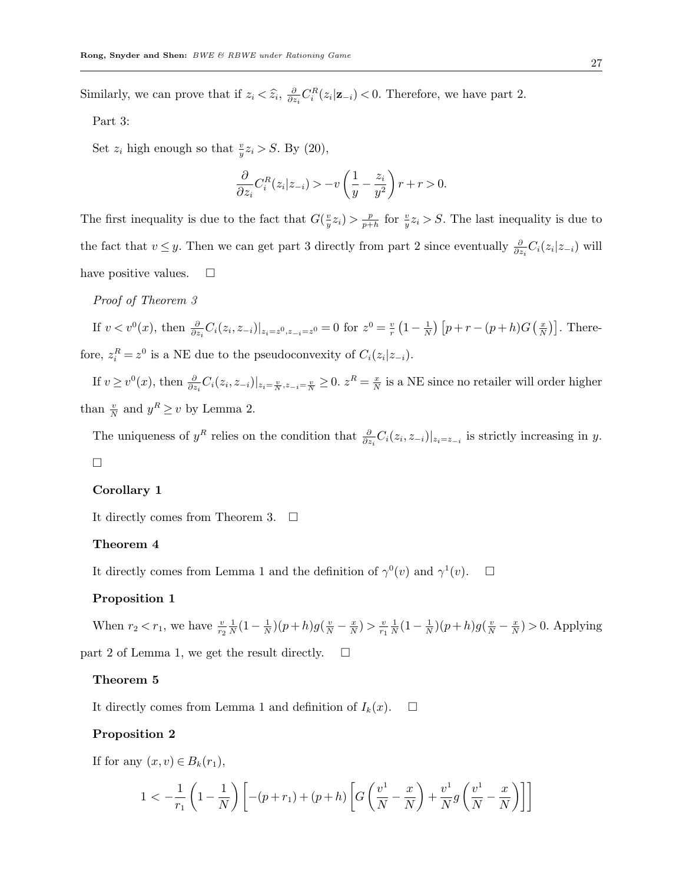Similarly, we can prove that if $z_i < \widehat{z}_i$, $\frac{\partial}{\partial z_i} C_i^R(z_i|\mathbf{z}_{-i}) < 0$. Therefore, we have part 2.

Part 3:

Set $z_i$ high enough so that $\frac{v}{y} z_i > S$. By (20),

$$\frac{\partial}{\partial z_i} C_i^R(z_i|z_{-i}) > -v\left(\frac{1}{y} - \frac{z_i}{y^2}\right) r + r > 0.$$

The first inequality is due to the fact that $G(\frac{v}{y} z_i) > \frac{p}{p+h}$ for $\frac{v}{y} z_i > S$. The last inequality is due to the fact that $v \le y$. Then we can get part 3 directly from part 2 since eventually $\frac{\partial}{\partial z_i} C_i(z_i|z_{-i})$ will have positive values. □

*Proof of Theorem 3*

If $v < v^0(x)$, then $\frac{\partial}{\partial z_i} C_i(z_i, z_{-i})|_{z_i = z^0, z_{-i} = z^0} = 0$ for $z^0 = \frac{v}{r}\left(1 - \frac{1}{N}\right)\left[p + r - (p+h) G\left(\frac{x}{N}\right)\right]$. Therefore, $z_i^R = z^0$ is a NE due to the pseudoconvexity of $C_i(z_i|z_{-i})$.

If $v \ge v^0(x)$, then $\frac{\partial}{\partial z_i} C_i(z_i, z_{-i})|_{z_i = \frac{v}{N}, z_{-i} = \frac{v}{N}} \ge 0$. $z^R = \frac{x}{N}$ is a NE since no retailer will order higher than $\frac{v}{N}$ and $y^R \ge v$ by Lemma 2.

The uniqueness of $y^R$ relies on the condition that $\frac{\partial}{\partial z_i} C_i(z_i, z_{-i})|_{z_i = z_{-i}}$ is strictly increasing in $y$. □

**Corollary 1**

It directly comes from Theorem 3. □

**Theorem 4**

It directly comes from Lemma 1 and the definition of $\gamma^0(v)$ and $\gamma^1(v)$. □

**Proposition 1**

When $r_2 < r_1$, we have $\frac{v}{r_2} \frac{1}{N}(1 - \frac{1}{N})(p+h) g(\frac{v}{N} - \frac{x}{N}) > \frac{v}{r_1} \frac{1}{N}(1 - \frac{1}{N})(p+h) g(\frac{v}{N} - \frac{x}{N}) > 0$. Applying part 2 of Lemma 1, we get the result directly. □

**Theorem 5**

It directly comes from Lemma 1 and definition of $I_k(x)$. □

**Proposition 2**

If for any $(x, v) \in B_k(r_1)$,

$$1 < -\frac{1}{r_1}\left(1 - \frac{1}{N}\right)\left[-(p + r_1) + (p+h)\left[G\left(\frac{v^1}{N} - \frac{x}{N}\right) + \frac{v^1}{N} g\left(\frac{v^1}{N} - \frac{x}{N}\right)\right]\right]$$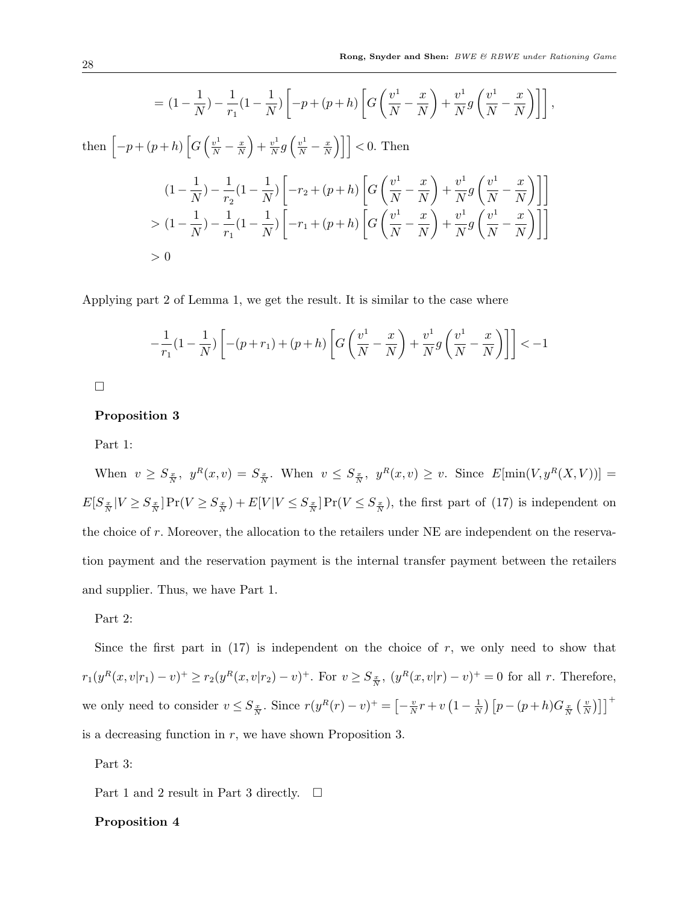$$= (1 - \frac{1}{N}) - \frac{1}{r_1}(1 - \frac{1}{N}) \left[ -p + (p+h) \left[ G\left( \frac{v^1}{N} - \frac{x}{N} \right) + \frac{v^1}{N} g\left( \frac{v^1}{N} - \frac{x}{N} \right) \right] \right],$$

then $\left[ -p + (p+h) \left[ G\left( \frac{v^1}{N} - \frac{x}{N} \right) + \frac{v^1}{N} g\left( \frac{v^1}{N} - \frac{x}{N} \right) \right] \right] < 0$. Then

$$\begin{aligned}
&(1 - \frac{1}{N}) - \frac{1}{r_2}(1 - \frac{1}{N}) \left[ -r_2 + (p+h) \left[ G\left( \frac{v^1}{N} - \frac{x}{N} \right) + \frac{v^1}{N} g\left( \frac{v^1}{N} - \frac{x}{N} \right) \right] \right] \\
&> (1 - \frac{1}{N}) - \frac{1}{r_1}(1 - \frac{1}{N}) \left[ -r_1 + (p+h) \left[ G\left( \frac{v^1}{N} - \frac{x}{N} \right) + \frac{v^1}{N} g\left( \frac{v^1}{N} - \frac{x}{N} \right) \right] \right] \\
&> 0
\end{aligned}$$

Applying part 2 of Lemma 1, we get the result. It is similar to the case where

$$-\frac{1}{r_1}(1 - \frac{1}{N}) \left[ -(p+r_1) + (p+h) \left[ G\left( \frac{v^1}{N} - \frac{x}{N} \right) + \frac{v^1}{N} g\left( \frac{v^1}{N} - \frac{x}{N} \right) \right] \right] < -1$$

□

**Proposition 3**

Part 1:

When $v \geq S_{\frac{x}{N}}$, $y^R(x,v) = S_{\frac{x}{N}}$. When $v \leq S_{\frac{x}{N}}$, $y^R(x,v) \geq v$. Since $E[\min(V, y^R(X,V))] = E[S_{\frac{x}{N}} | V \geq S_{\frac{x}{N}}] \Pr(V \geq S_{\frac{x}{N}}) + E[V | V \leq S_{\frac{x}{N}}] \Pr(V \leq S_{\frac{x}{N}})$, the first part of (17) is independent on the choice of $r$. Moreover, the allocation to the retailers under NE are independent on the reservation payment and the reservation payment is the internal transfer payment between the retailers and supplier. Thus, we have Part 1.

Part 2:

Since the first part in (17) is independent on the choice of $r$, we only need to show that $r_1(y^R(x,v|r_1) - v)^+ \geq r_2(y^R(x,v|r_2) - v)^+$. For $v \geq S_{\frac{x}{N}}$, $(y^R(x,v|r) - v)^+ = 0$ for all $r$. Therefore, we only need to consider $v \leq S_{\frac{x}{N}}$. Since $r(y^R(r) - v)^+ = \left[ -\frac{v}{N} r + v\left(1 - \frac{1}{N}\right) \left[ p - (p+h) G_{\frac{x}{N}}\left( \frac{v}{N} \right) \right] \right]^+$ is a decreasing function in $r$, we have shown Proposition 3.

Part 3:

Part 1 and 2 result in Part 3 directly. □

**Proposition 4**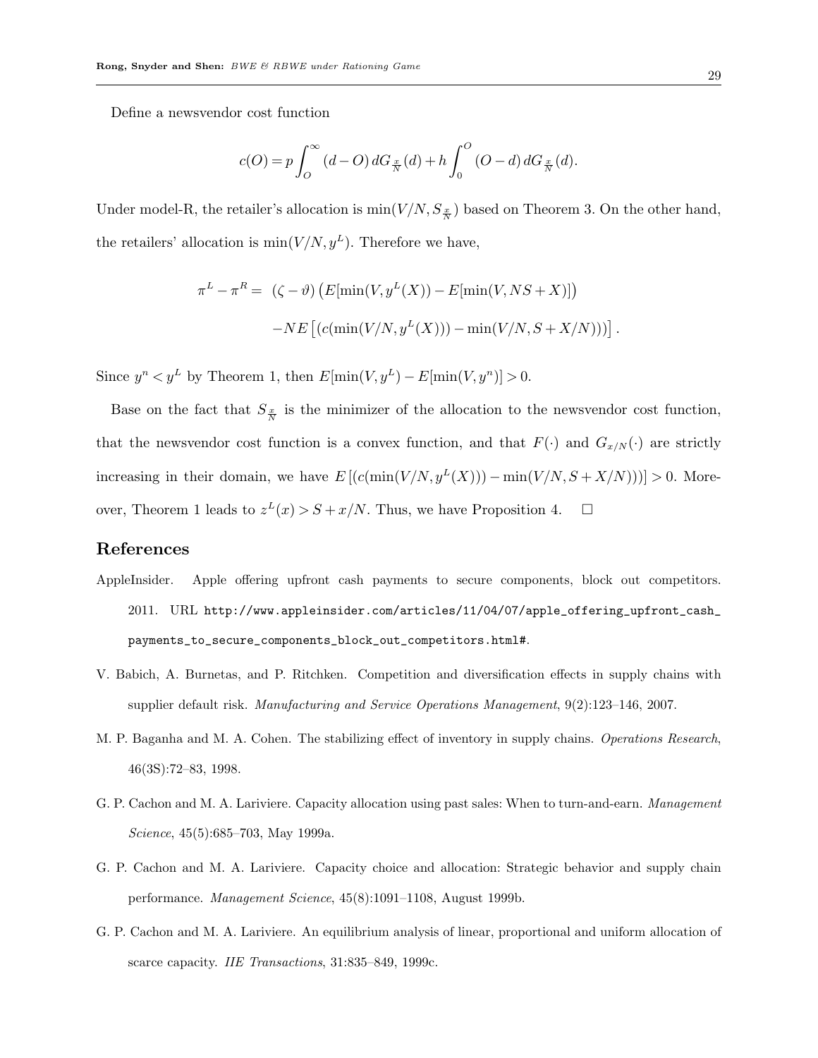Define a newsvendor cost function

$$c(O) = p\int_O^\infty (d - O)\, dG_{\frac{x}{N}}(d) + h\int_0^O (O - d)\, dG_{\frac{x}{N}}(d).$$

Under model-R, the retailer's allocation is $\min(V/N, S_{\frac{x}{N}})$ based on Theorem 3. On the other hand, the retailers' allocation is $\min(V/N, y^L)$. Therefore we have,

$$\begin{aligned}
\pi^L - \pi^R = \;& (\zeta - \vartheta)\left(E[\min(V, y^L(X)) - E[\min(V, NS + X)]\right) \\
& - NE\left[(c(\min(V/N, y^L(X))) - \min(V/N, S + X/N)))\right].
\end{aligned}$$

Since $y^n < y^L$ by Theorem 1, then $E[\min(V, y^L) - E[\min(V, y^n)] > 0$.

Base on the fact that $S_{\frac{x}{N}}$ is the minimizer of the allocation to the newsvendor cost function, that the newsvendor cost function is a convex function, and that $F(\cdot)$ and $G_{x/N}(\cdot)$ are strictly increasing in their domain, we have $E\left[(c(\min(V/N, y^L(X))) - \min(V/N, S + X/N)))\right] > 0$. Moreover, Theorem 1 leads to $z^L(x) > S + x/N$. Thus, we have Proposition 4. $\square$

## References

AppleInsider. Apple offering upfront cash payments to secure components, block out competitors. 2011. URL http://www.appleinsider.com/articles/11/04/07/apple_offering_upfront_cash_payments_to_secure_components_block_out_competitors.html#.

V. Babich, A. Burnetas, and P. Ritchken. Competition and diversification effects in supply chains with supplier default risk. *Manufacturing and Service Operations Management*, 9(2):123–146, 2007.

M. P. Baganha and M. A. Cohen. The stabilizing effect of inventory in supply chains. *Operations Research*, 46(3S):72–83, 1998.

G. P. Cachon and M. A. Lariviere. Capacity allocation using past sales: When to turn-and-earn. *Management Science*, 45(5):685–703, May 1999a.

G. P. Cachon and M. A. Lariviere. Capacity choice and allocation: Strategic behavior and supply chain performance. *Management Science*, 45(8):1091–1108, August 1999b.

G. P. Cachon and M. A. Lariviere. An equilibrium analysis of linear, proportional and uniform allocation of scarce capacity. *IIE Transactions*, 31:835–849, 1999c.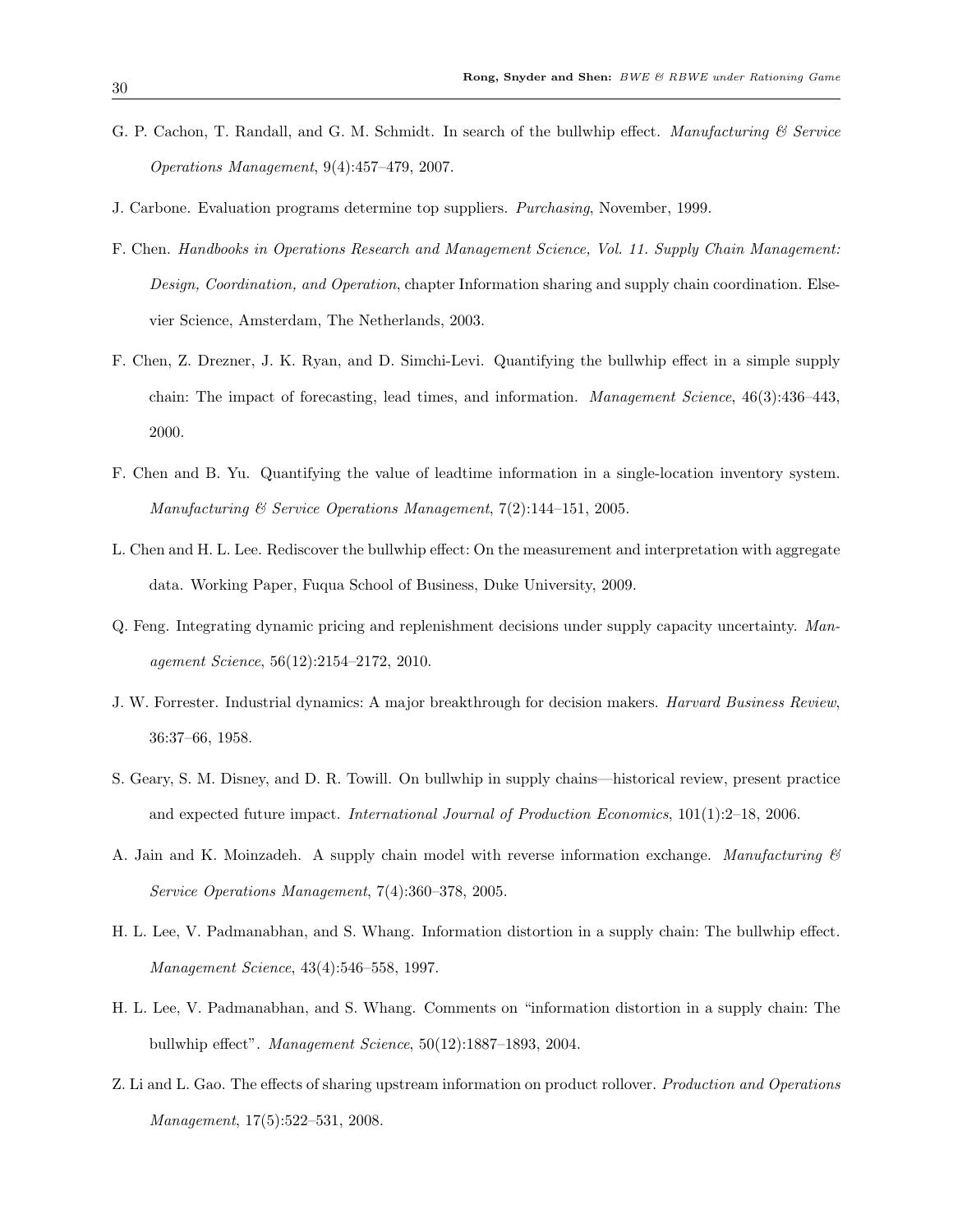G. P. Cachon, T. Randall, and G. M. Schmidt. In search of the bullwhip effect. *Manufacturing & Service Operations Management*, 9(4):457–479, 2007.

J. Carbone. Evaluation programs determine top suppliers. *Purchasing*, November, 1999.

F. Chen. *Handbooks in Operations Research and Management Science, Vol. 11. Supply Chain Management: Design, Coordination, and Operation*, chapter Information sharing and supply chain coordination. Elsevier Science, Amsterdam, The Netherlands, 2003.

F. Chen, Z. Drezner, J. K. Ryan, and D. Simchi-Levi. Quantifying the bullwhip effect in a simple supply chain: The impact of forecasting, lead times, and information. *Management Science*, 46(3):436–443, 2000.

F. Chen and B. Yu. Quantifying the value of leadtime information in a single-location inventory system. *Manufacturing & Service Operations Management*, 7(2):144–151, 2005.

L. Chen and H. L. Lee. Rediscover the bullwhip effect: On the measurement and interpretation with aggregate data. Working Paper, Fuqua School of Business, Duke University, 2009.

Q. Feng. Integrating dynamic pricing and replenishment decisions under supply capacity uncertainty. *Management Science*, 56(12):2154–2172, 2010.

J. W. Forrester. Industrial dynamics: A major breakthrough for decision makers. *Harvard Business Review*, 36:37–66, 1958.

S. Geary, S. M. Disney, and D. R. Towill. On bullwhip in supply chains—historical review, present practice and expected future impact. *International Journal of Production Economics*, 101(1):2–18, 2006.

A. Jain and K. Moinzadeh. A supply chain model with reverse information exchange. *Manufacturing & Service Operations Management*, 7(4):360–378, 2005.

H. L. Lee, V. Padmanabhan, and S. Whang. Information distortion in a supply chain: The bullwhip effect. *Management Science*, 43(4):546–558, 1997.

H. L. Lee, V. Padmanabhan, and S. Whang. Comments on "information distortion in a supply chain: The bullwhip effect". *Management Science*, 50(12):1887–1893, 2004.

Z. Li and L. Gao. The effects of sharing upstream information on product rollover. *Production and Operations Management*, 17(5):522–531, 2008.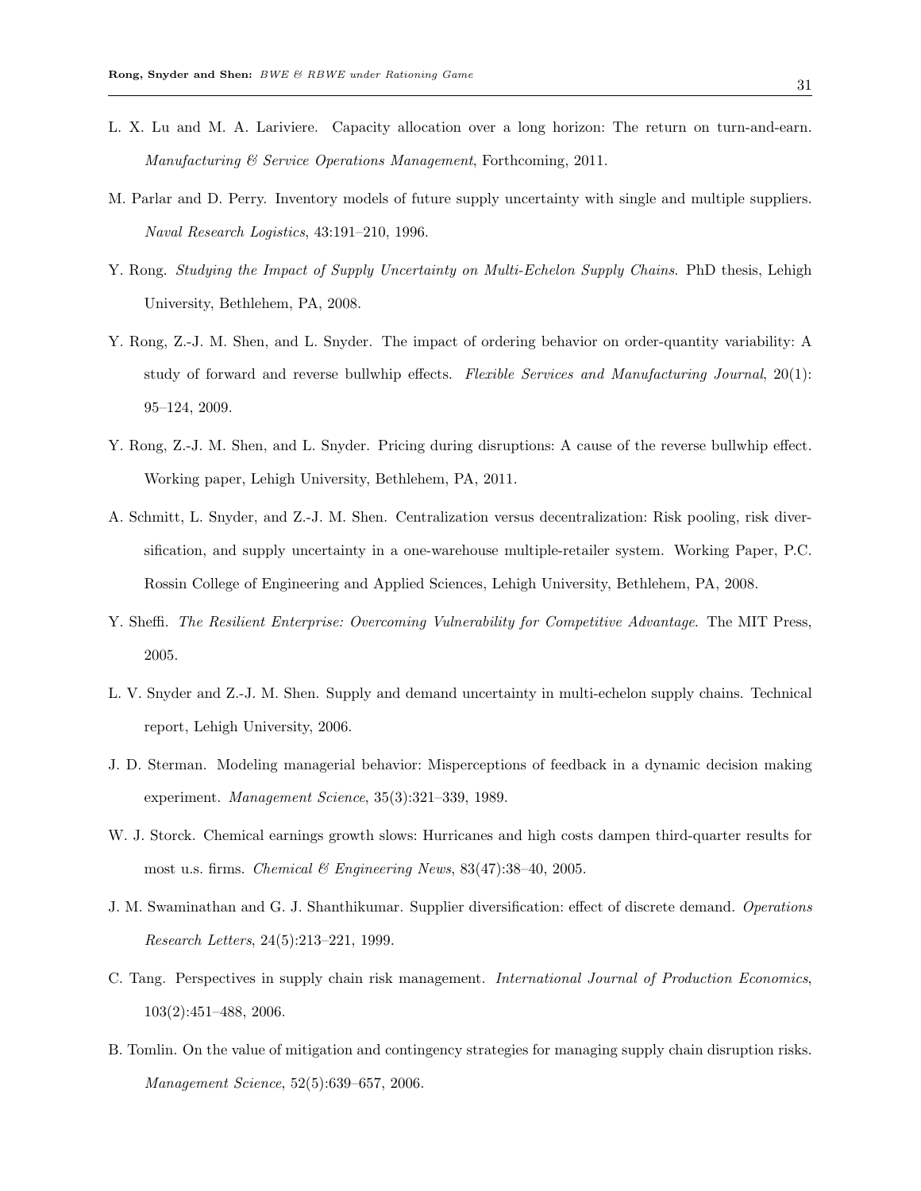L. X. Lu and M. A. Lariviere. Capacity allocation over a long horizon: The return on turn-and-earn. *Manufacturing & Service Operations Management*, Forthcoming, 2011.

M. Parlar and D. Perry. Inventory models of future supply uncertainty with single and multiple suppliers. *Naval Research Logistics*, 43:191–210, 1996.

Y. Rong. *Studying the Impact of Supply Uncertainty on Multi-Echelon Supply Chains*. PhD thesis, Lehigh University, Bethlehem, PA, 2008.

Y. Rong, Z.-J. M. Shen, and L. Snyder. The impact of ordering behavior on order-quantity variability: A study of forward and reverse bullwhip effects. *Flexible Services and Manufacturing Journal*, 20(1): 95–124, 2009.

Y. Rong, Z.-J. M. Shen, and L. Snyder. Pricing during disruptions: A cause of the reverse bullwhip effect. Working paper, Lehigh University, Bethlehem, PA, 2011.

A. Schmitt, L. Snyder, and Z.-J. M. Shen. Centralization versus decentralization: Risk pooling, risk diversification, and supply uncertainty in a one-warehouse multiple-retailer system. Working Paper, P.C. Rossin College of Engineering and Applied Sciences, Lehigh University, Bethlehem, PA, 2008.

Y. Sheffi. *The Resilient Enterprise: Overcoming Vulnerability for Competitive Advantage*. The MIT Press, 2005.

L. V. Snyder and Z.-J. M. Shen. Supply and demand uncertainty in multi-echelon supply chains. Technical report, Lehigh University, 2006.

J. D. Sterman. Modeling managerial behavior: Misperceptions of feedback in a dynamic decision making experiment. *Management Science*, 35(3):321–339, 1989.

W. J. Storck. Chemical earnings growth slows: Hurricanes and high costs dampen third-quarter results for most u.s. firms. *Chemical & Engineering News*, 83(47):38–40, 2005.

J. M. Swaminathan and G. J. Shanthikumar. Supplier diversification: effect of discrete demand. *Operations Research Letters*, 24(5):213–221, 1999.

C. Tang. Perspectives in supply chain risk management. *International Journal of Production Economics*, 103(2):451–488, 2006.

B. Tomlin. On the value of mitigation and contingency strategies for managing supply chain disruption risks. *Management Science*, 52(5):639–657, 2006.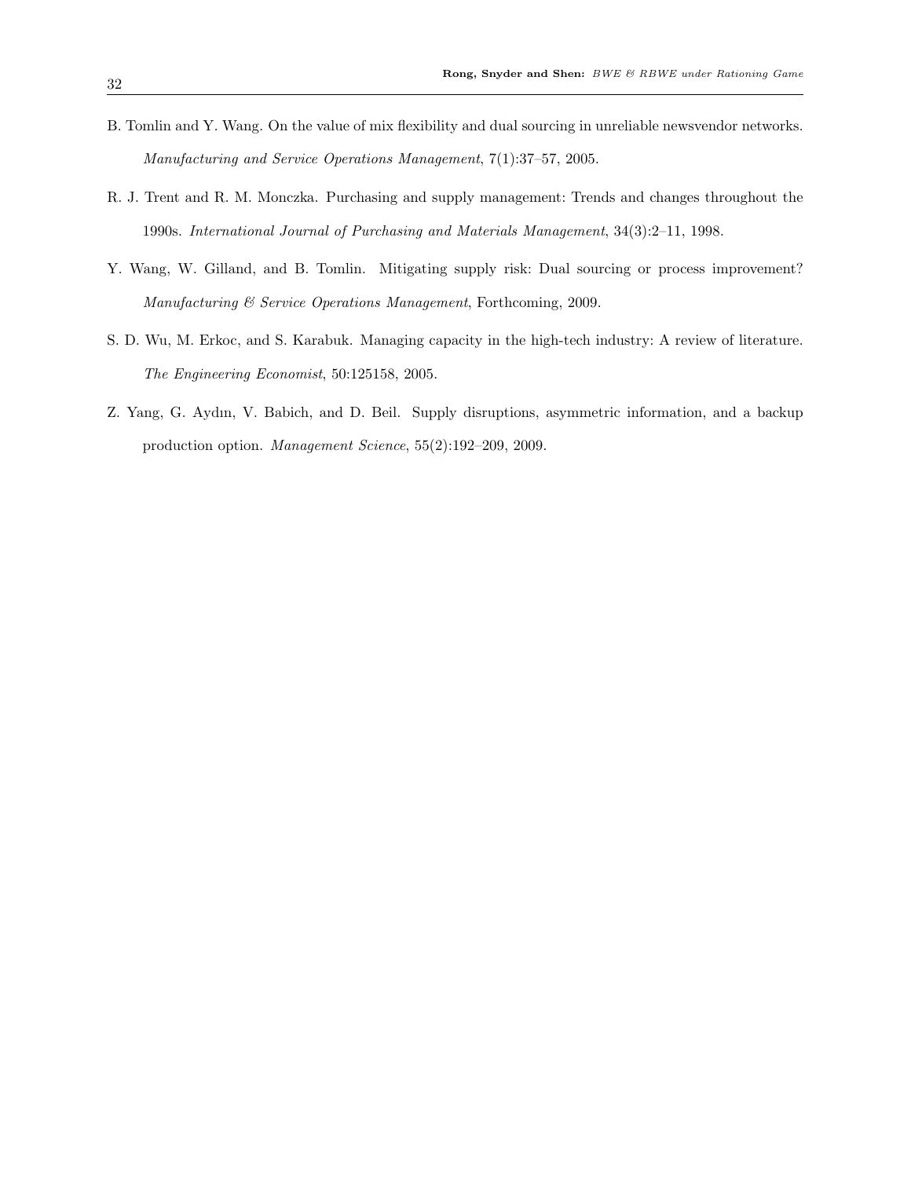B. Tomlin and Y. Wang. On the value of mix flexibility and dual sourcing in unreliable newsvendor networks. *Manufacturing and Service Operations Management*, 7(1):37–57, 2005.

R. J. Trent and R. M. Monczka. Purchasing and supply management: Trends and changes throughout the 1990s. *International Journal of Purchasing and Materials Management*, 34(3):2–11, 1998.

Y. Wang, W. Gilland, and B. Tomlin. Mitigating supply risk: Dual sourcing or process improvement? *Manufacturing & Service Operations Management*, Forthcoming, 2009.

S. D. Wu, M. Erkoc, and S. Karabuk. Managing capacity in the high-tech industry: A review of literature. *The Engineering Economist*, 50:125158, 2005.

Z. Yang, G. Aydın, V. Babich, and D. Beil. Supply disruptions, asymmetric information, and a backup production option. *Management Science*, 55(2):192–209, 2009.